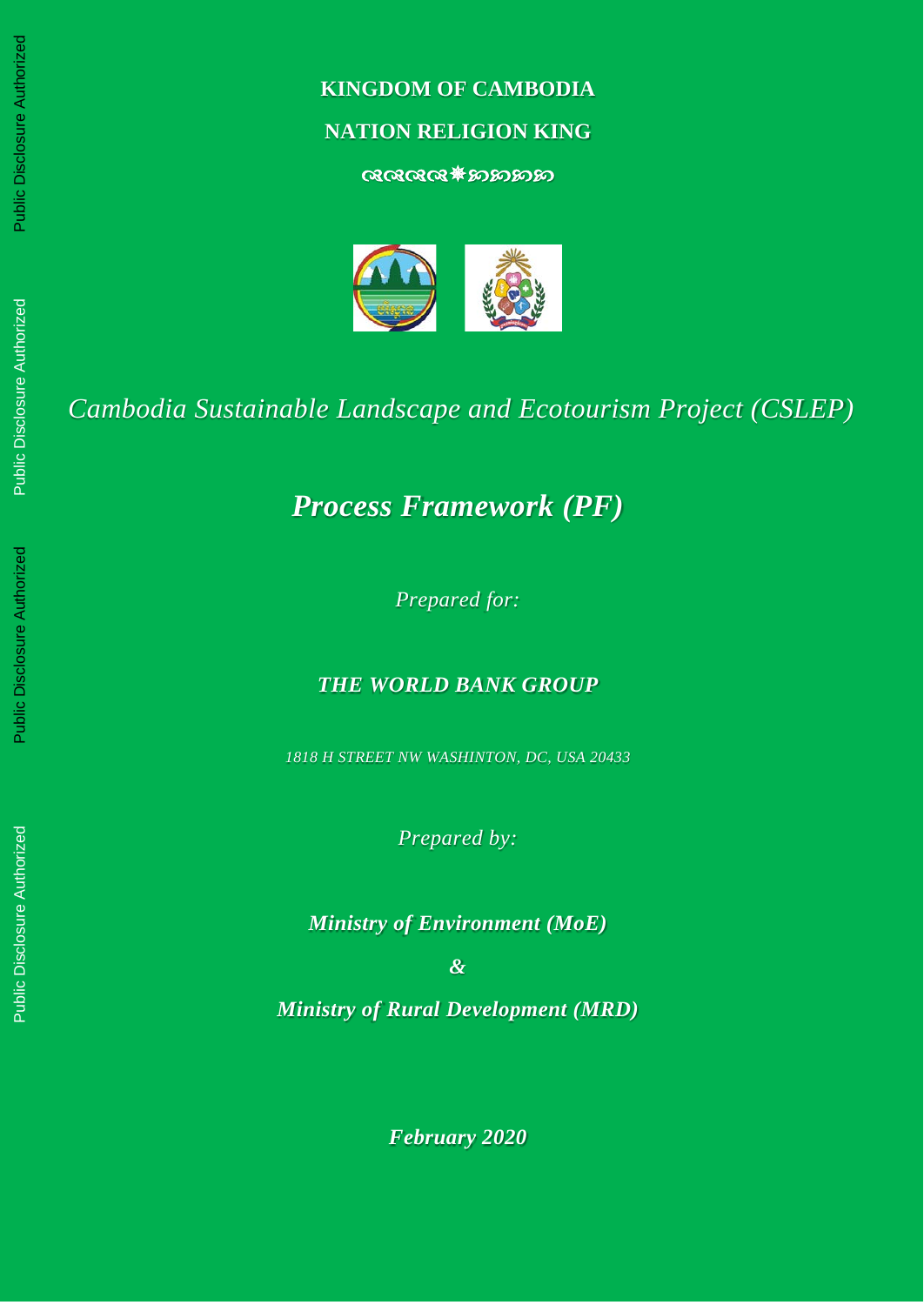**KINGDOM OF CAMBODIA**

**NATION RELIGION KING**

# *Cambodia Sustainable Landscape and Ecotourism Project (CSLEP)*

# ***Process Framework (PF)***

*Prepared for:*

***THE WORLD BANK GROUP***

*1818 H STREET NW WASHINTON, DC, USA 20433*

*Prepared by:*

***Ministry of Environment (MoE)***

***&***

***Ministry of Rural Development (MRD)***

***February 2020***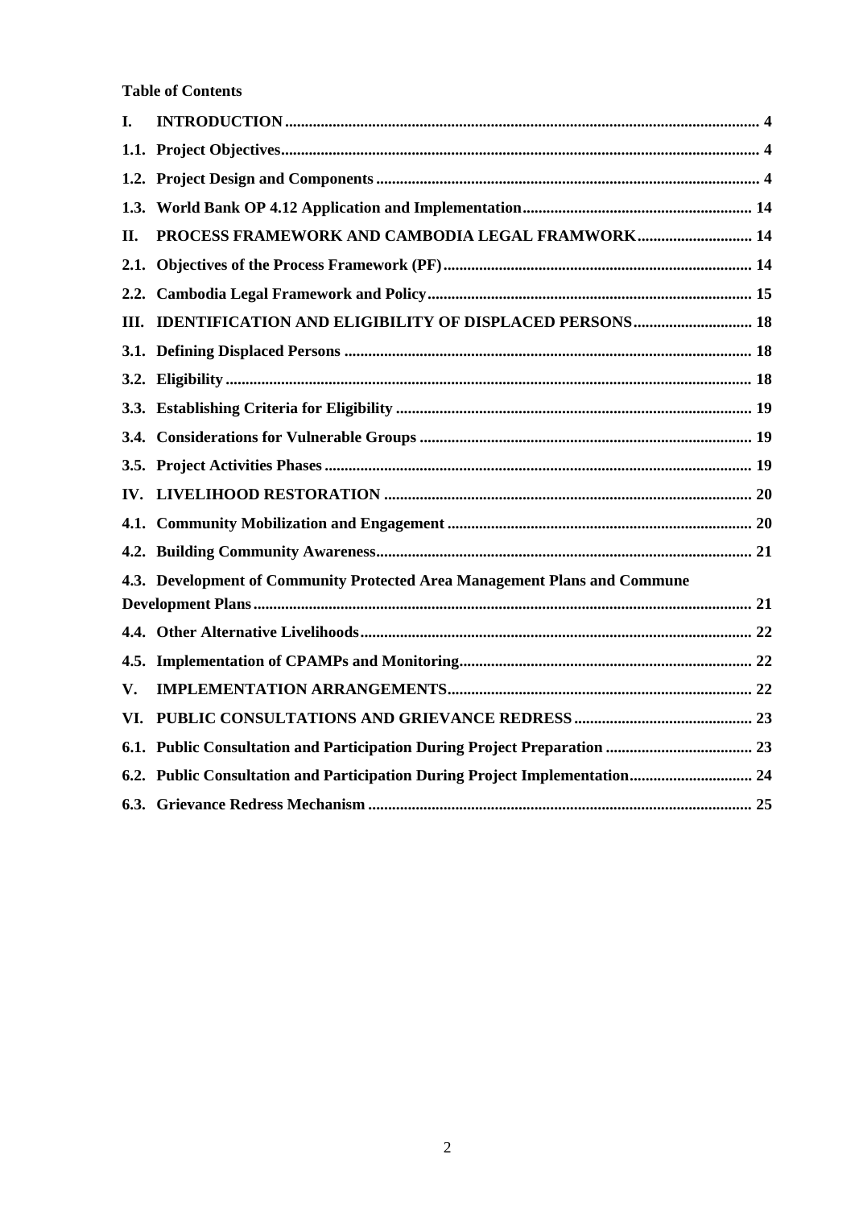**Table of Contents**

| | | |
|---|---|---|
| **I.** | **INTRODUCTION** | **4** |
| **1.1.** | **Project Objectives** | **4** |
| **1.2.** | **Project Design and Components** | **4** |
| **1.3.** | **World Bank OP 4.12 Application and Implementation** | **14** |
| **II.** | **PROCESS FRAMEWORK AND CAMBODIA LEGAL FRAMWORK** | **14** |
| **2.1.** | **Objectives of the Process Framework (PF)** | **14** |
| **2.2.** | **Cambodia Legal Framework and Policy** | **15** |
| **III.** | **IDENTIFICATION AND ELIGIBILITY OF DISPLACED PERSONS** | **18** |
| **3.1.** | **Defining Displaced Persons** | **18** |
| **3.2.** | **Eligibility** | **18** |
| **3.3.** | **Establishing Criteria for Eligibility** | **19** |
| **3.4.** | **Considerations for Vulnerable Groups** | **19** |
| **3.5.** | **Project Activities Phases** | **19** |
| **IV.** | **LIVELIHOOD RESTORATION** | **20** |
| **4.1.** | **Community Mobilization and Engagement** | **20** |
| **4.2.** | **Building Community Awareness** | **21** |
| **4.3.** | **Development of Community Protected Area Management Plans and Commune Development Plans** | **21** |
| **4.4.** | **Other Alternative Livelihoods** | **22** |
| **4.5.** | **Implementation of CPAMPs and Monitoring** | **22** |
| **V.** | **IMPLEMENTATION ARRANGEMENTS** | **22** |
| **VI.** | **PUBLIC CONSULTATIONS AND GRIEVANCE REDRESS** | **23** |
| **6.1.** | **Public Consultation and Participation During Project Preparation** | **23** |
| **6.2.** | **Public Consultation and Participation During Project Implementation** | **24** |
| **6.3.** | **Grievance Redress Mechanism** | **25** |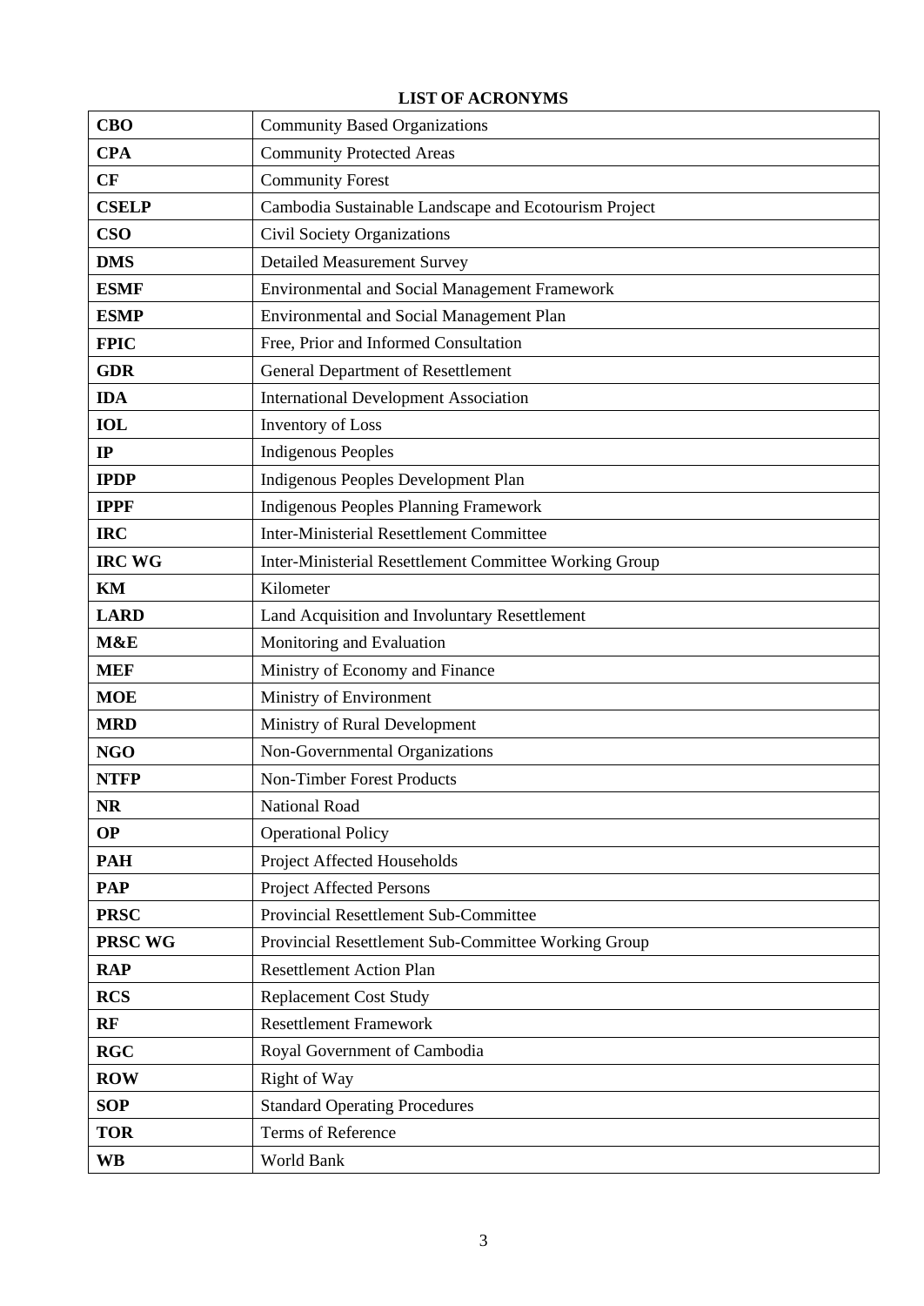**LIST OF ACRONYMS**

| | |
|---|---|
| **CBO** | Community Based Organizations |
| **CPA** | Community Protected Areas |
| **CF** | Community Forest |
| **CSELP** | Cambodia Sustainable Landscape and Ecotourism Project |
| **CSO** | Civil Society Organizations |
| **DMS** | Detailed Measurement Survey |
| **ESMF** | Environmental and Social Management Framework |
| **ESMP** | Environmental and Social Management Plan |
| **FPIC** | Free, Prior and Informed Consultation |
| **GDR** | General Department of Resettlement |
| **IDA** | International Development Association |
| **IOL** | Inventory of Loss |
| **IP** | Indigenous Peoples |
| **IPDP** | Indigenous Peoples Development Plan |
| **IPPF** | Indigenous Peoples Planning Framework |
| **IRC** | Inter-Ministerial Resettlement Committee |
| **IRC WG** | Inter-Ministerial Resettlement Committee Working Group |
| **KM** | Kilometer |
| **LARD** | Land Acquisition and Involuntary Resettlement |
| **M&E** | Monitoring and Evaluation |
| **MEF** | Ministry of Economy and Finance |
| **MOE** | Ministry of Environment |
| **MRD** | Ministry of Rural Development |
| **NGO** | Non-Governmental Organizations |
| **NTFP** | Non-Timber Forest Products |
| **NR** | National Road |
| **OP** | Operational Policy |
| **PAH** | Project Affected Households |
| **PAP** | Project Affected Persons |
| **PRSC** | Provincial Resettlement Sub-Committee |
| **PRSC WG** | Provincial Resettlement Sub-Committee Working Group |
| **RAP** | Resettlement Action Plan |
| **RCS** | Replacement Cost Study |
| **RF** | Resettlement Framework |
| **RGC** | Royal Government of Cambodia |
| **ROW** | Right of Way |
| **SOP** | Standard Operating Procedures |
| **TOR** | Terms of Reference |
| **WB** | World Bank |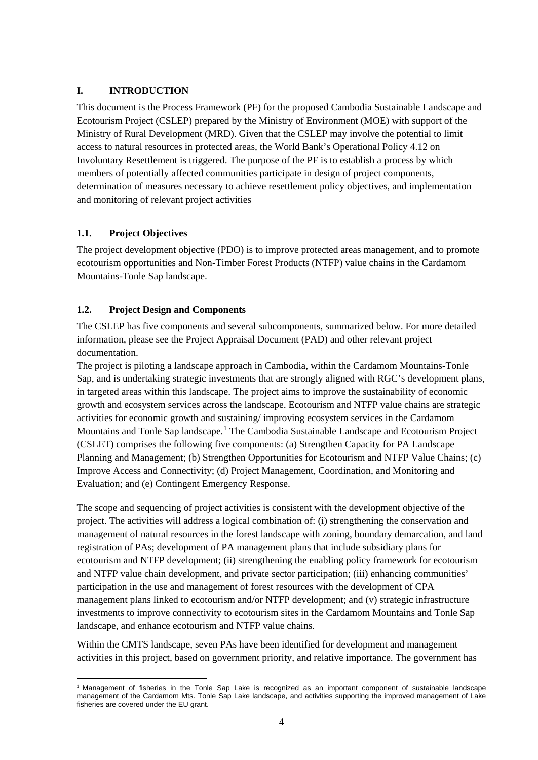# I. INTRODUCTION

This document is the Process Framework (PF) for the proposed Cambodia Sustainable Landscape and Ecotourism Project (CSLEP) prepared by the Ministry of Environment (MOE) with support of the Ministry of Rural Development (MRD). Given that the CSLEP may involve the potential to limit access to natural resources in protected areas, the World Bank's Operational Policy 4.12 on Involuntary Resettlement is triggered. The purpose of the PF is to establish a process by which members of potentially affected communities participate in design of project components, determination of measures necessary to achieve resettlement policy objectives, and implementation and monitoring of relevant project activities

## 1.1. Project Objectives

The project development objective (PDO) is to improve protected areas management, and to promote ecotourism opportunities and Non-Timber Forest Products (NTFP) value chains in the Cardamom Mountains-Tonle Sap landscape.

## 1.2. Project Design and Components

The CSLEP has five components and several subcomponents, summarized below. For more detailed information, please see the Project Appraisal Document (PAD) and other relevant project documentation.

The project is piloting a landscape approach in Cambodia, within the Cardamom Mountains-Tonle Sap, and is undertaking strategic investments that are strongly aligned with RGC's development plans, in targeted areas within this landscape. The project aims to improve the sustainability of economic growth and ecosystem services across the landscape. Ecotourism and NTFP value chains are strategic activities for economic growth and sustaining/ improving ecosystem services in the Cardamom Mountains and Tonle Sap landscape.[1] The Cambodia Sustainable Landscape and Ecotourism Project (CSLET) comprises the following five components: (a) Strengthen Capacity for PA Landscape Planning and Management; (b) Strengthen Opportunities for Ecotourism and NTFP Value Chains; (c) Improve Access and Connectivity; (d) Project Management, Coordination, and Monitoring and Evaluation; and (e) Contingent Emergency Response.

The scope and sequencing of project activities is consistent with the development objective of the project. The activities will address a logical combination of: (i) strengthening the conservation and management of natural resources in the forest landscape with zoning, boundary demarcation, and land registration of PAs; development of PA management plans that include subsidiary plans for ecotourism and NTFP development; (ii) strengthening the enabling policy framework for ecotourism and NTFP value chain development, and private sector participation; (iii) enhancing communities' participation in the use and management of forest resources with the development of CPA management plans linked to ecotourism and/or NTFP development; and (v) strategic infrastructure investments to improve connectivity to ecotourism sites in the Cardamom Mountains and Tonle Sap landscape, and enhance ecotourism and NTFP value chains.

Within the CMTS landscape, seven PAs have been identified for development and management activities in this project, based on government priority, and relative importance. The government has

---

[1] Management of fisheries in the Tonle Sap Lake is recognized as an important component of sustainable landscape management of the Cardamom Mts. Tonle Sap Lake landscape, and activities supporting the improved management of Lake fisheries are covered under the EU grant.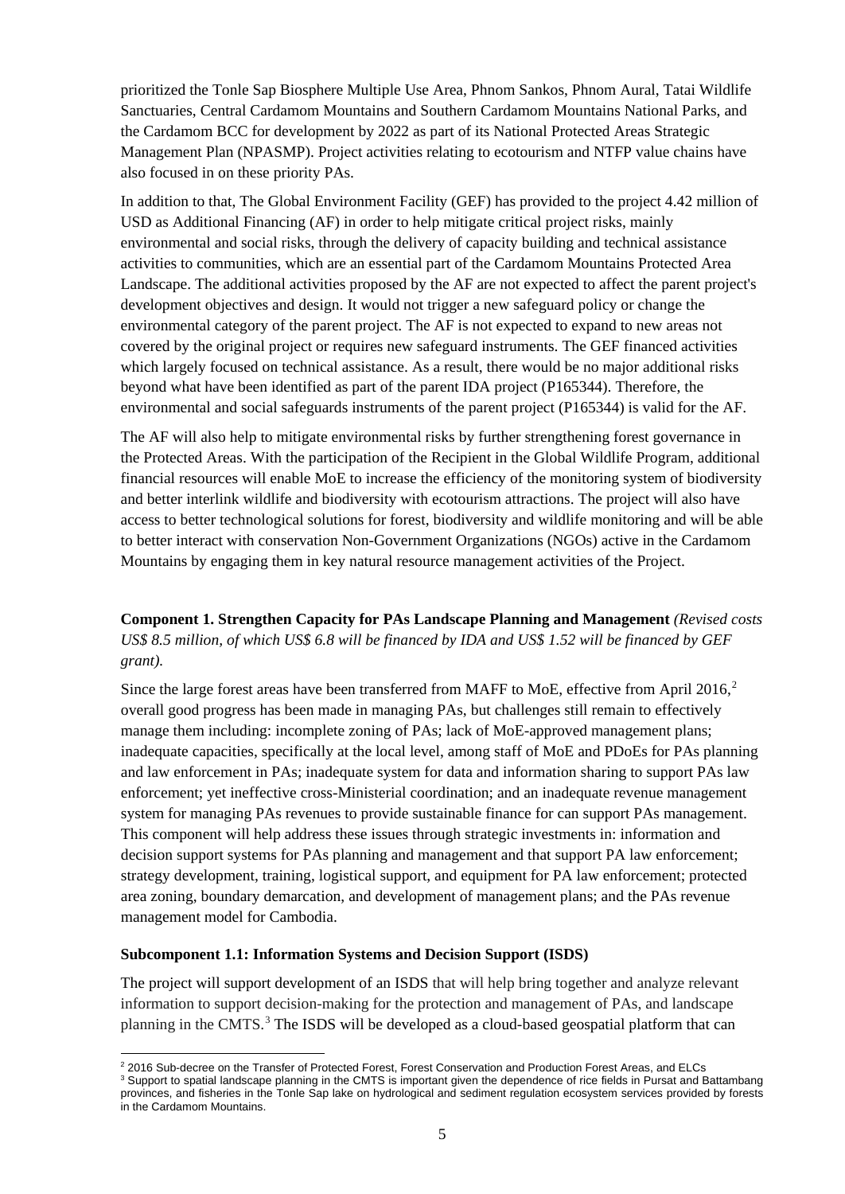prioritized the Tonle Sap Biosphere Multiple Use Area, Phnom Sankos, Phnom Aural, Tatai Wildlife Sanctuaries, Central Cardamom Mountains and Southern Cardamom Mountains National Parks, and the Cardamom BCC for development by 2022 as part of its National Protected Areas Strategic Management Plan (NPASMP). Project activities relating to ecotourism and NTFP value chains have also focused in on these priority PAs.

In addition to that, The Global Environment Facility (GEF) has provided to the project 4.42 million of USD as Additional Financing (AF) in order to help mitigate critical project risks, mainly environmental and social risks, through the delivery of capacity building and technical assistance activities to communities, which are an essential part of the Cardamom Mountains Protected Area Landscape. The additional activities proposed by the AF are not expected to affect the parent project's development objectives and design. It would not trigger a new safeguard policy or change the environmental category of the parent project. The AF is not expected to expand to new areas not covered by the original project or requires new safeguard instruments. The GEF financed activities which largely focused on technical assistance. As a result, there would be no major additional risks beyond what have been identified as part of the parent IDA project (P165344). Therefore, the environmental and social safeguards instruments of the parent project (P165344) is valid for the AF.

The AF will also help to mitigate environmental risks by further strengthening forest governance in the Protected Areas. With the participation of the Recipient in the Global Wildlife Program, additional financial resources will enable MoE to increase the efficiency of the monitoring system of biodiversity and better interlink wildlife and biodiversity with ecotourism attractions. The project will also have access to better technological solutions for forest, biodiversity and wildlife monitoring and will be able to better interact with conservation Non-Government Organizations (NGOs) active in the Cardamom Mountains by engaging them in key natural resource management activities of the Project.

**Component 1. Strengthen Capacity for PAs Landscape Planning and Management** *(Revised costs US$ 8.5 million, of which US$ 6.8 will be financed by IDA and US$ 1.52 will be financed by GEF grant).*

Since the large forest areas have been transferred from MAFF to MoE, effective from April 2016,[2] overall good progress has been made in managing PAs, but challenges still remain to effectively manage them including: incomplete zoning of PAs; lack of MoE-approved management plans; inadequate capacities, specifically at the local level, among staff of MoE and PDoEs for PAs planning and law enforcement in PAs; inadequate system for data and information sharing to support PAs law enforcement; yet ineffective cross-Ministerial coordination; and an inadequate revenue management system for managing PAs revenues to provide sustainable finance for can support PAs management. This component will help address these issues through strategic investments in: information and decision support systems for PAs planning and management and that support PA law enforcement; strategy development, training, logistical support, and equipment for PA law enforcement; protected area zoning, boundary demarcation, and development of management plans; and the PAs revenue management model for Cambodia.

**Subcomponent 1.1: Information Systems and Decision Support (ISDS)**

The project will support development of an ISDS that will help bring together and analyze relevant information to support decision-making for the protection and management of PAs, and landscape planning in the CMTS.[3] The ISDS will be developed as a cloud-based geospatial platform that can

[2] 2016 Sub-decree on the Transfer of Protected Forest, Forest Conservation and Production Forest Areas, and ELCs

[3] Support to spatial landscape planning in the CMTS is important given the dependence of rice fields in Pursat and Battambang provinces, and fisheries in the Tonle Sap lake on hydrological and sediment regulation ecosystem services provided by forests in the Cardamom Mountains.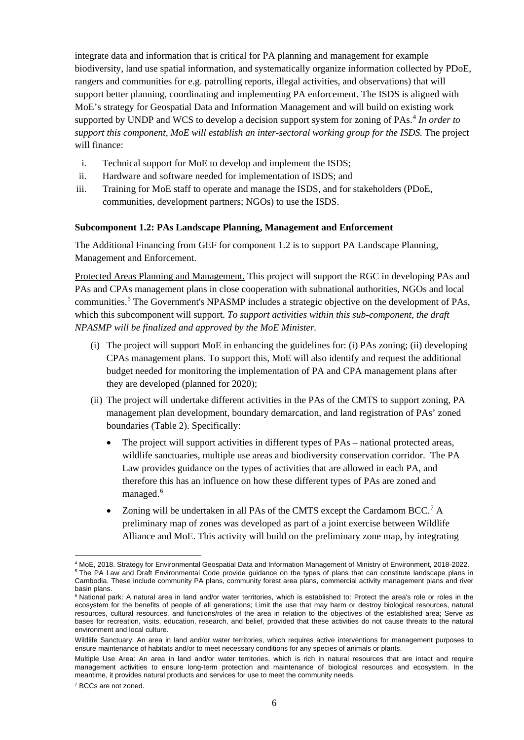integrate data and information that is critical for PA planning and management for example biodiversity, land use spatial information, and systematically organize information collected by PDoE, rangers and communities for e.g. patrolling reports, illegal activities, and observations) that will support better planning, coordinating and implementing PA enforcement. The ISDS is aligned with MoE's strategy for Geospatial Data and Information Management and will build on existing work supported by UNDP and WCS to develop a decision support system for zoning of PAs.[4] *In order to support this component, MoE will establish an inter-sectoral working group for the ISDS.* The project will finance:

i. Technical support for MoE to develop and implement the ISDS;
ii. Hardware and software needed for implementation of ISDS; and
iii. Training for MoE staff to operate and manage the ISDS, and for stakeholders (PDoE, communities, development partners; NGOs) to use the ISDS.

**Subcomponent 1.2: PAs Landscape Planning, Management and Enforcement**

The Additional Financing from GEF for component 1.2 is to support PA Landscape Planning, Management and Enforcement.

Protected Areas Planning and Management. This project will support the RGC in developing PAs and PAs and CPAs management plans in close cooperation with subnational authorities, NGOs and local communities.[5] The Government's NPASMP includes a strategic objective on the development of PAs, which this subcomponent will support. *To support activities within this sub-component, the draft NPASMP will be finalized and approved by the MoE Minister.*

(i) The project will support MoE in enhancing the guidelines for: (i) PAs zoning; (ii) developing CPAs management plans. To support this, MoE will also identify and request the additional budget needed for monitoring the implementation of PA and CPA management plans after they are developed (planned for 2020);

(ii) The project will undertake different activities in the PAs of the CMTS to support zoning, PA management plan development, boundary demarcation, and land registration of PAs' zoned boundaries (Table 2). Specifically:

- The project will support activities in different types of PAs – national protected areas, wildlife sanctuaries, multiple use areas and biodiversity conservation corridor. The PA Law provides guidance on the types of activities that are allowed in each PA, and therefore this has an influence on how these different types of PAs are zoned and managed.[6]
- Zoning will be undertaken in all PAs of the CMTS except the Cardamom BCC.[7] A preliminary map of zones was developed as part of a joint exercise between Wildlife Alliance and MoE. This activity will build on the preliminary zone map, by integrating

---

[4] MoE, 2018. Strategy for Environmental Geospatial Data and Information Management of Ministry of Environment, 2018-2022.

[5] The PA Law and Draft Environmental Code provide guidance on the types of plans that can constitute landscape plans in Cambodia. These include community PA plans, community forest area plans, commercial activity management plans and river basin plans.

[6] National park: A natural area in land and/or water territories, which is established to: Protect the area's role or roles in the ecosystem for the benefits of people of all generations; Limit the use that may harm or destroy biological resources, natural resources, cultural resources, and functions/roles of the area in relation to the objectives of the established area; Serve as bases for recreation, visits, education, research, and belief, provided that these activities do not cause threats to the natural environment and local culture.

Wildlife Sanctuary: An area in land and/or water territories, which requires active interventions for management purposes to ensure maintenance of habitats and/or to meet necessary conditions for any species of animals or plants.

Multiple Use Area: An area in land and/or water territories, which is rich in natural resources that are intact and require management activities to ensure long-term protection and maintenance of biological resources and ecosystem. In the meantime, it provides natural products and services for use to meet the community needs.

[7] BCCs are not zoned.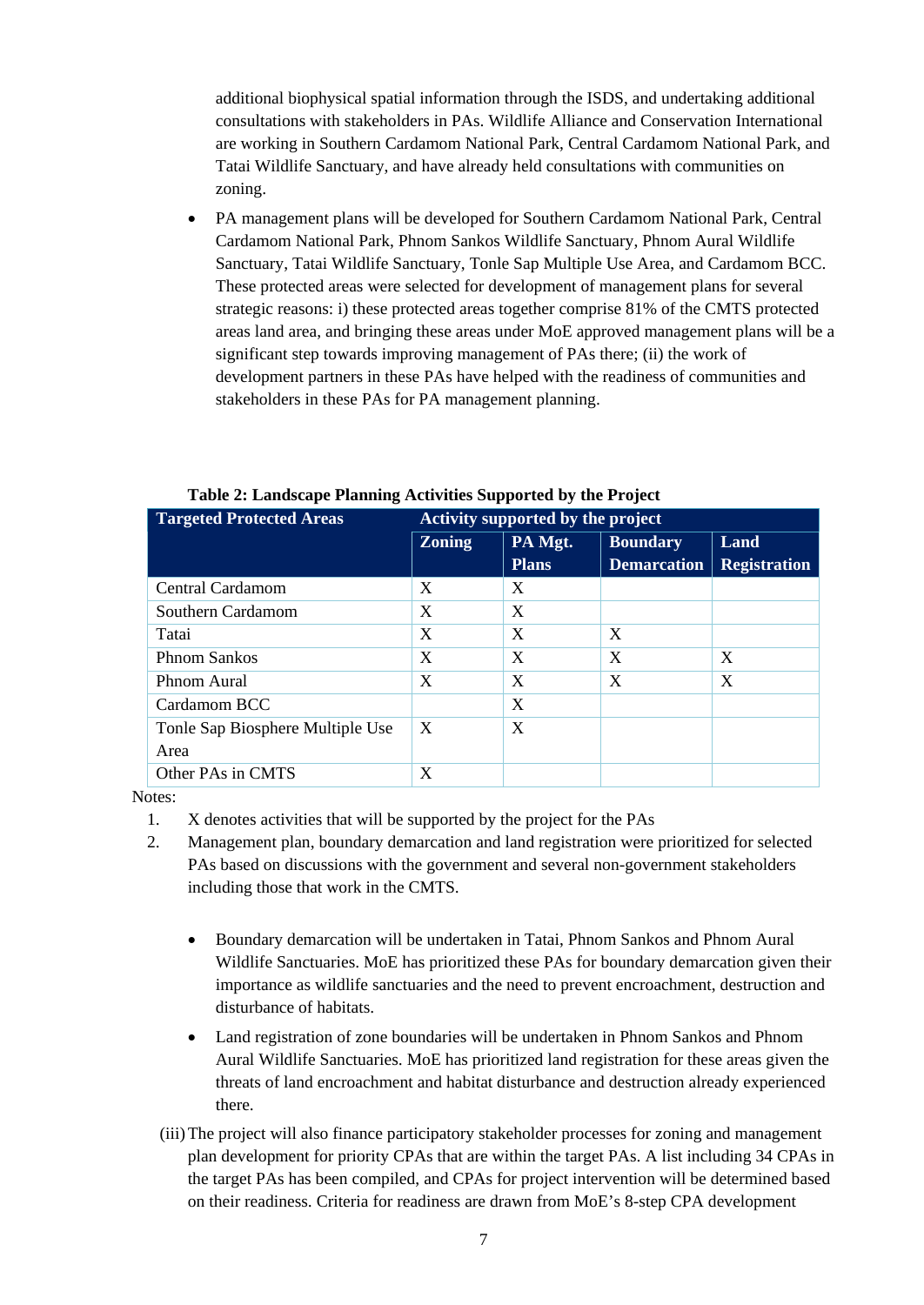additional biophysical spatial information through the ISDS, and undertaking additional consultations with stakeholders in PAs. Wildlife Alliance and Conservation International are working in Southern Cardamom National Park, Central Cardamom National Park, and Tatai Wildlife Sanctuary, and have already held consultations with communities on zoning.

- PA management plans will be developed for Southern Cardamom National Park, Central Cardamom National Park, Phnom Sankos Wildlife Sanctuary, Phnom Aural Wildlife Sanctuary, Tatai Wildlife Sanctuary, Tonle Sap Multiple Use Area, and Cardamom BCC. These protected areas were selected for development of management plans for several strategic reasons: i) these protected areas together comprise 81% of the CMTS protected areas land area, and bringing these areas under MoE approved management plans will be a significant step towards improving management of PAs there; (ii) the work of development partners in these PAs have helped with the readiness of communities and stakeholders in these PAs for PA management planning.

**Table 2: Landscape Planning Activities Supported by the Project**

| Targeted Protected Areas | Activity supported by the project | | | |
|---|---|---|---|---|
| | Zoning | PA Mgt. Plans | Boundary Demarcation | Land Registration |
| Central Cardamom | X | X | | |
| Southern Cardamom | X | X | | |
| Tatai | X | X | X | |
| Phnom Sankos | X | X | X | X |
| Phnom Aural | X | X | X | X |
| Cardamom BCC | | X | | |
| Tonle Sap Biosphere Multiple Use Area | X | X | | |
| Other PAs in CMTS | X | | | |

Notes:

1. X denotes activities that will be supported by the project for the PAs
2. Management plan, boundary demarcation and land registration were prioritized for selected PAs based on discussions with the government and several non-government stakeholders including those that work in the CMTS.

- Boundary demarcation will be undertaken in Tatai, Phnom Sankos and Phnom Aural Wildlife Sanctuaries. MoE has prioritized these PAs for boundary demarcation given their importance as wildlife sanctuaries and the need to prevent encroachment, destruction and disturbance of habitats.
- Land registration of zone boundaries will be undertaken in Phnom Sankos and Phnom Aural Wildlife Sanctuaries. MoE has prioritized land registration for these areas given the threats of land encroachment and habitat disturbance and destruction already experienced there.

(iii) The project will also finance participatory stakeholder processes for zoning and management plan development for priority CPAs that are within the target PAs. A list including 34 CPAs in the target PAs has been compiled, and CPAs for project intervention will be determined based on their readiness. Criteria for readiness are drawn from MoE's 8-step CPA development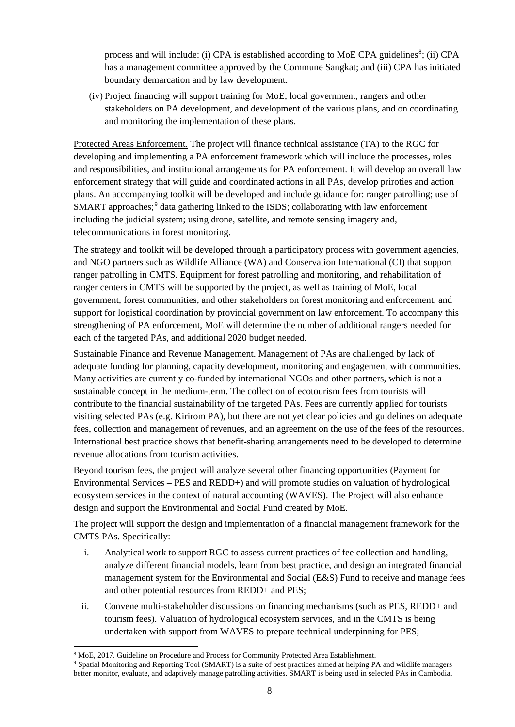process and will include: (i) CPA is established according to MoE CPA guidelines[8]; (ii) CPA has a management committee approved by the Commune Sangkat; and (iii) CPA has initiated boundary demarcation and by law development.

(iv) Project financing will support training for MoE, local government, rangers and other stakeholders on PA development, and development of the various plans, and on coordinating and monitoring the implementation of these plans.

Protected Areas Enforcement. The project will finance technical assistance (TA) to the RGC for developing and implementing a PA enforcement framework which will include the processes, roles and responsibilities, and institutional arrangements for PA enforcement. It will develop an overall law enforcement strategy that will guide and coordinated actions in all PAs, develop priroties and action plans. An accompanying toolkit will be developed and include guidance for: ranger patrolling; use of SMART approaches;[9] data gathering linked to the ISDS; collaborating with law enforcement including the judicial system; using drone, satellite, and remote sensing imagery and, telecommunications in forest monitoring.

The strategy and toolkit will be developed through a participatory process with government agencies, and NGO partners such as Wildlife Alliance (WA) and Conservation International (CI) that support ranger patrolling in CMTS. Equipment for forest patrolling and monitoring, and rehabilitation of ranger centers in CMTS will be supported by the project, as well as training of MoE, local government, forest communities, and other stakeholders on forest monitoring and enforcement, and support for logistical coordination by provincial government on law enforcement. To accompany this strengthening of PA enforcement, MoE will determine the number of additional rangers needed for each of the targeted PAs, and additional 2020 budget needed.

Sustainable Finance and Revenue Management. Management of PAs are challenged by lack of adequate funding for planning, capacity development, monitoring and engagement with communities. Many activities are currently co-funded by international NGOs and other partners, which is not a sustainable concept in the medium-term. The collection of ecotourism fees from tourists will contribute to the financial sustainability of the targeted PAs. Fees are currently applied for tourists visiting selected PAs (e.g. Kirirom PA), but there are not yet clear policies and guidelines on adequate fees, collection and management of revenues, and an agreement on the use of the fees of the resources. International best practice shows that benefit-sharing arrangements need to be developed to determine revenue allocations from tourism activities.

Beyond tourism fees, the project will analyze several other financing opportunities (Payment for Environmental Services – PES and REDD+) and will promote studies on valuation of hydrological ecosystem services in the context of natural accounting (WAVES). The Project will also enhance design and support the Environmental and Social Fund created by MoE.

The project will support the design and implementation of a financial management framework for the CMTS PAs. Specifically:

i. Analytical work to support RGC to assess current practices of fee collection and handling, analyze different financial models, learn from best practice, and design an integrated financial management system for the Environmental and Social (E&S) Fund to receive and manage fees and other potential resources from REDD+ and PES;

ii. Convene multi-stakeholder discussions on financing mechanisms (such as PES, REDD+ and tourism fees). Valuation of hydrological ecosystem services, and in the CMTS is being undertaken with support from WAVES to prepare technical underpinning for PES;

[8] MoE, 2017. Guideline on Procedure and Process for Community Protected Area Establishment.

[9] Spatial Monitoring and Reporting Tool (SMART) is a suite of best practices aimed at helping PA and wildlife managers better monitor, evaluate, and adaptively manage patrolling activities. SMART is being used in selected PAs in Cambodia.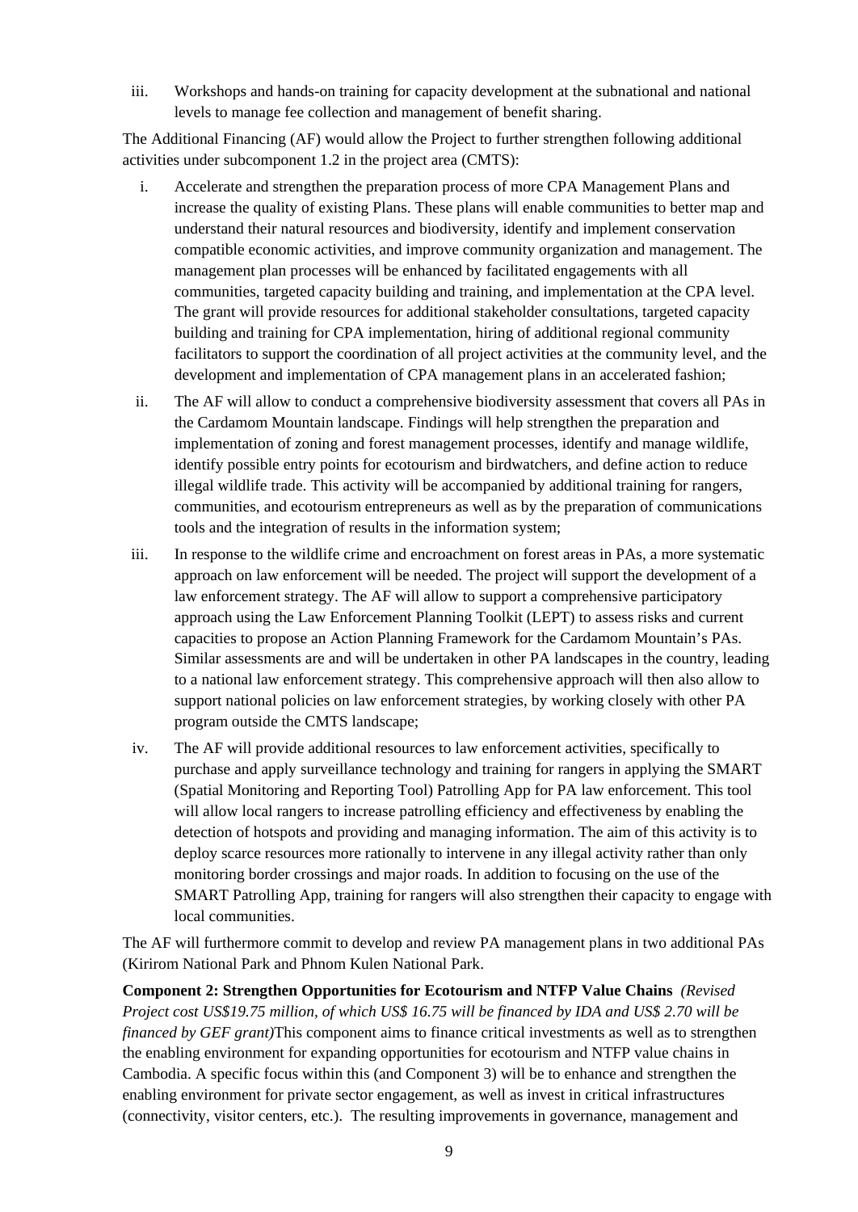iii. Workshops and hands-on training for capacity development at the subnational and national levels to manage fee collection and management of benefit sharing.

The Additional Financing (AF) would allow the Project to further strengthen following additional activities under subcomponent 1.2 in the project area (CMTS):

i. Accelerate and strengthen the preparation process of more CPA Management Plans and increase the quality of existing Plans. These plans will enable communities to better map and understand their natural resources and biodiversity, identify and implement conservation compatible economic activities, and improve community organization and management. The management plan processes will be enhanced by facilitated engagements with all communities, targeted capacity building and training, and implementation at the CPA level. The grant will provide resources for additional stakeholder consultations, targeted capacity building and training for CPA implementation, hiring of additional regional community facilitators to support the coordination of all project activities at the community level, and the development and implementation of CPA management plans in an accelerated fashion;

ii. The AF will allow to conduct a comprehensive biodiversity assessment that covers all PAs in the Cardamom Mountain landscape. Findings will help strengthen the preparation and implementation of zoning and forest management processes, identify and manage wildlife, identify possible entry points for ecotourism and birdwatchers, and define action to reduce illegal wildlife trade. This activity will be accompanied by additional training for rangers, communities, and ecotourism entrepreneurs as well as by the preparation of communications tools and the integration of results in the information system;

iii. In response to the wildlife crime and encroachment on forest areas in PAs, a more systematic approach on law enforcement will be needed. The project will support the development of a law enforcement strategy. The AF will allow to support a comprehensive participatory approach using the Law Enforcement Planning Toolkit (LEPT) to assess risks and current capacities to propose an Action Planning Framework for the Cardamom Mountain's PAs. Similar assessments are and will be undertaken in other PA landscapes in the country, leading to a national law enforcement strategy. This comprehensive approach will then also allow to support national policies on law enforcement strategies, by working closely with other PA program outside the CMTS landscape;

iv. The AF will provide additional resources to law enforcement activities, specifically to purchase and apply surveillance technology and training for rangers in applying the SMART (Spatial Monitoring and Reporting Tool) Patrolling App for PA law enforcement. This tool will allow local rangers to increase patrolling efficiency and effectiveness by enabling the detection of hotspots and providing and managing information. The aim of this activity is to deploy scarce resources more rationally to intervene in any illegal activity rather than only monitoring border crossings and major roads. In addition to focusing on the use of the SMART Patrolling App, training for rangers will also strengthen their capacity to engage with local communities.

The AF will furthermore commit to develop and review PA management plans in two additional PAs (Kirirom National Park and Phnom Kulen National Park.

**Component 2: Strengthen Opportunities for Ecotourism and NTFP Value Chains** *(Revised Project cost US$19.75 million, of which US$ 16.75 will be financed by IDA and US$ 2.70 will be financed by GEF grant)*This component aims to finance critical investments as well as to strengthen the enabling environment for expanding opportunities for ecotourism and NTFP value chains in Cambodia. A specific focus within this (and Component 3) will be to enhance and strengthen the enabling environment for private sector engagement, as well as invest in critical infrastructures (connectivity, visitor centers, etc.). The resulting improvements in governance, management and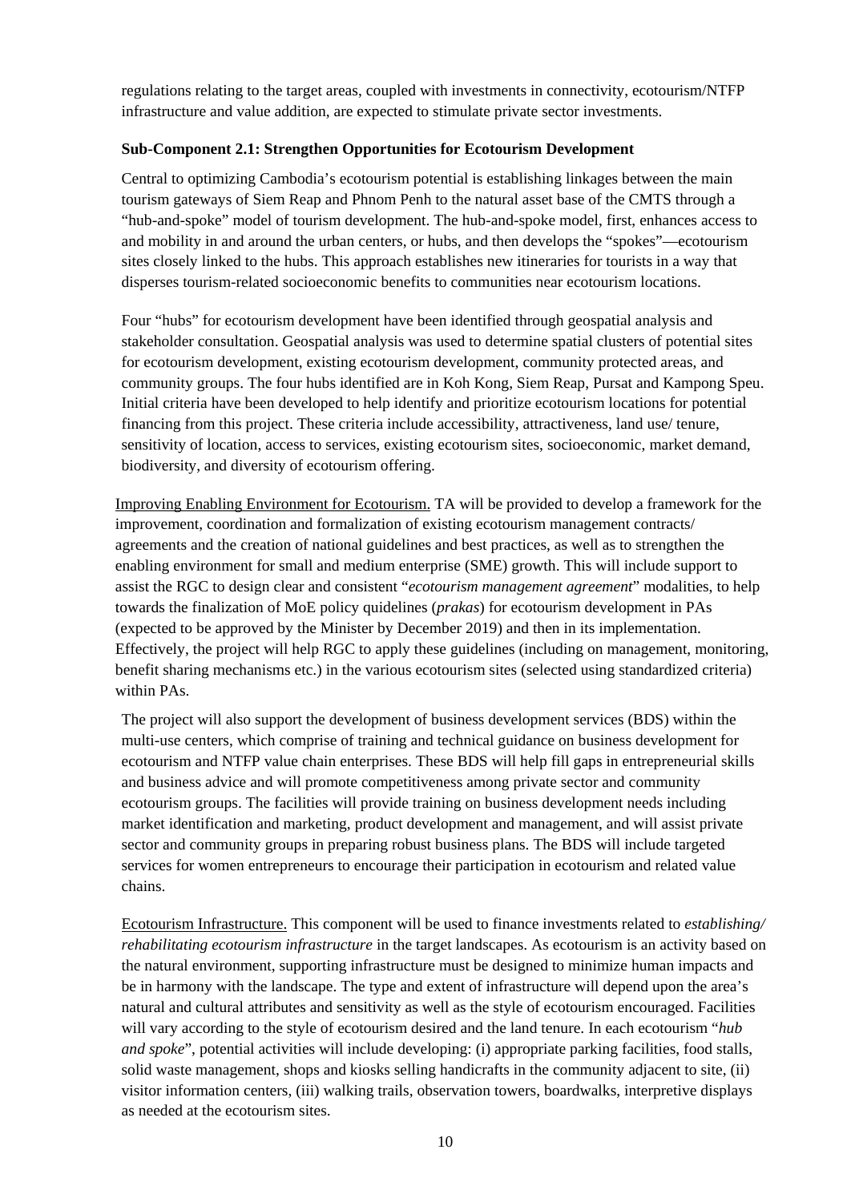regulations relating to the target areas, coupled with investments in connectivity, ecotourism/NTFP infrastructure and value addition, are expected to stimulate private sector investments.

**Sub-Component 2.1: Strengthen Opportunities for Ecotourism Development**

Central to optimizing Cambodia's ecotourism potential is establishing linkages between the main tourism gateways of Siem Reap and Phnom Penh to the natural asset base of the CMTS through a "hub-and-spoke" model of tourism development. The hub-and-spoke model, first, enhances access to and mobility in and around the urban centers, or hubs, and then develops the "spokes"—ecotourism sites closely linked to the hubs. This approach establishes new itineraries for tourists in a way that disperses tourism-related socioeconomic benefits to communities near ecotourism locations.

Four "hubs" for ecotourism development have been identified through geospatial analysis and stakeholder consultation. Geospatial analysis was used to determine spatial clusters of potential sites for ecotourism development, existing ecotourism development, community protected areas, and community groups. The four hubs identified are in Koh Kong, Siem Reap, Pursat and Kampong Speu. Initial criteria have been developed to help identify and prioritize ecotourism locations for potential financing from this project. These criteria include accessibility, attractiveness, land use/ tenure, sensitivity of location, access to services, existing ecotourism sites, socioeconomic, market demand, biodiversity, and diversity of ecotourism offering.

<u>Improving Enabling Environment for Ecotourism.</u> TA will be provided to develop a framework for the improvement, coordination and formalization of existing ecotourism management contracts/ agreements and the creation of national guidelines and best practices, as well as to strengthen the enabling environment for small and medium enterprise (SME) growth. This will include support to assist the RGC to design clear and consistent "*ecotourism management agreement*" modalities, to help towards the finalization of MoE policy quidelines (*prakas*) for ecotourism development in PAs (expected to be approved by the Minister by December 2019) and then in its implementation. Effectively, the project will help RGC to apply these guidelines (including on management, monitoring, benefit sharing mechanisms etc.) in the various ecotourism sites (selected using standardized criteria) within PAs.

The project will also support the development of business development services (BDS) within the multi-use centers, which comprise of training and technical guidance on business development for ecotourism and NTFP value chain enterprises. These BDS will help fill gaps in entrepreneurial skills and business advice and will promote competitiveness among private sector and community ecotourism groups. The facilities will provide training on business development needs including market identification and marketing, product development and management, and will assist private sector and community groups in preparing robust business plans. The BDS will include targeted services for women entrepreneurs to encourage their participation in ecotourism and related value chains.

<u>Ecotourism Infrastructure.</u> This component will be used to finance investments related to *establishing/ rehabilitating ecotourism infrastructure* in the target landscapes. As ecotourism is an activity based on the natural environment, supporting infrastructure must be designed to minimize human impacts and be in harmony with the landscape. The type and extent of infrastructure will depend upon the area's natural and cultural attributes and sensitivity as well as the style of ecotourism encouraged. Facilities will vary according to the style of ecotourism desired and the land tenure. In each ecotourism "*hub and spoke*", potential activities will include developing: (i) appropriate parking facilities, food stalls, solid waste management, shops and kiosks selling handicrafts in the community adjacent to site, (ii) visitor information centers, (iii) walking trails, observation towers, boardwalks, interpretive displays as needed at the ecotourism sites.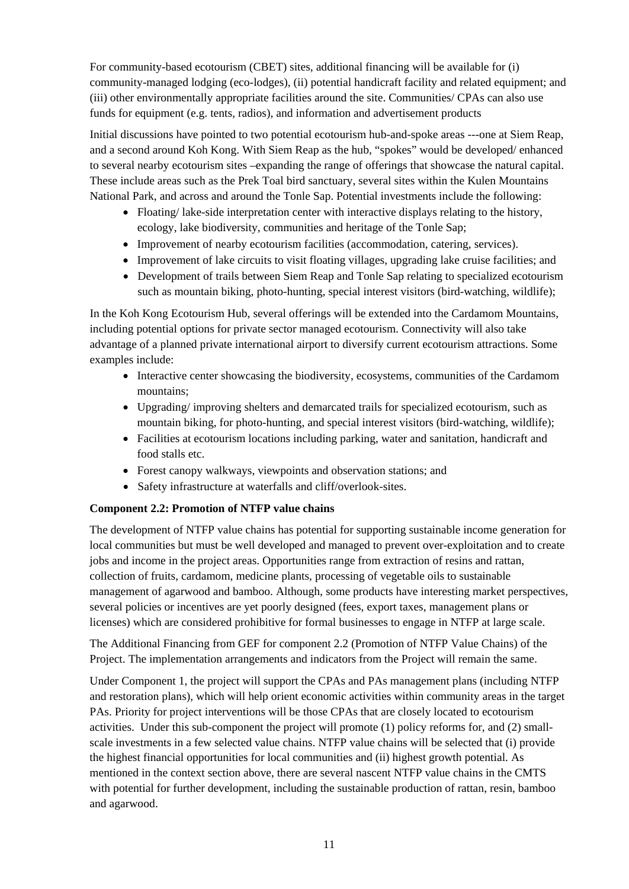For community-based ecotourism (CBET) sites, additional financing will be available for (i) community-managed lodging (eco-lodges), (ii) potential handicraft facility and related equipment; and (iii) other environmentally appropriate facilities around the site. Communities/ CPAs can also use funds for equipment (e.g. tents, radios), and information and advertisement products

Initial discussions have pointed to two potential ecotourism hub-and-spoke areas ---one at Siem Reap, and a second around Koh Kong. With Siem Reap as the hub, "spokes" would be developed/ enhanced to several nearby ecotourism sites –expanding the range of offerings that showcase the natural capital. These include areas such as the Prek Toal bird sanctuary, several sites within the Kulen Mountains National Park, and across and around the Tonle Sap. Potential investments include the following:

- Floating/ lake-side interpretation center with interactive displays relating to the history, ecology, lake biodiversity, communities and heritage of the Tonle Sap;
- Improvement of nearby ecotourism facilities (accommodation, catering, services).
- Improvement of lake circuits to visit floating villages, upgrading lake cruise facilities; and
- Development of trails between Siem Reap and Tonle Sap relating to specialized ecotourism such as mountain biking, photo-hunting, special interest visitors (bird-watching, wildlife);

In the Koh Kong Ecotourism Hub, several offerings will be extended into the Cardamom Mountains, including potential options for private sector managed ecotourism. Connectivity will also take advantage of a planned private international airport to diversify current ecotourism attractions. Some examples include:

- Interactive center showcasing the biodiversity, ecosystems, communities of the Cardamom mountains;
- Upgrading/ improving shelters and demarcated trails for specialized ecotourism, such as mountain biking, for photo-hunting, and special interest visitors (bird-watching, wildlife);
- Facilities at ecotourism locations including parking, water and sanitation, handicraft and food stalls etc.
- Forest canopy walkways, viewpoints and observation stations; and
- Safety infrastructure at waterfalls and cliff/overlook-sites.

**Component 2.2: Promotion of NTFP value chains**

The development of NTFP value chains has potential for supporting sustainable income generation for local communities but must be well developed and managed to prevent over-exploitation and to create jobs and income in the project areas. Opportunities range from extraction of resins and rattan, collection of fruits, cardamom, medicine plants, processing of vegetable oils to sustainable management of agarwood and bamboo. Although, some products have interesting market perspectives, several policies or incentives are yet poorly designed (fees, export taxes, management plans or licenses) which are considered prohibitive for formal businesses to engage in NTFP at large scale.

The Additional Financing from GEF for component 2.2 (Promotion of NTFP Value Chains) of the Project. The implementation arrangements and indicators from the Project will remain the same.

Under Component 1, the project will support the CPAs and PAs management plans (including NTFP and restoration plans), which will help orient economic activities within community areas in the target PAs. Priority for project interventions will be those CPAs that are closely located to ecotourism activities. Under this sub-component the project will promote (1) policy reforms for, and (2) small-scale investments in a few selected value chains. NTFP value chains will be selected that (i) provide the highest financial opportunities for local communities and (ii) highest growth potential. As mentioned in the context section above, there are several nascent NTFP value chains in the CMTS with potential for further development, including the sustainable production of rattan, resin, bamboo and agarwood.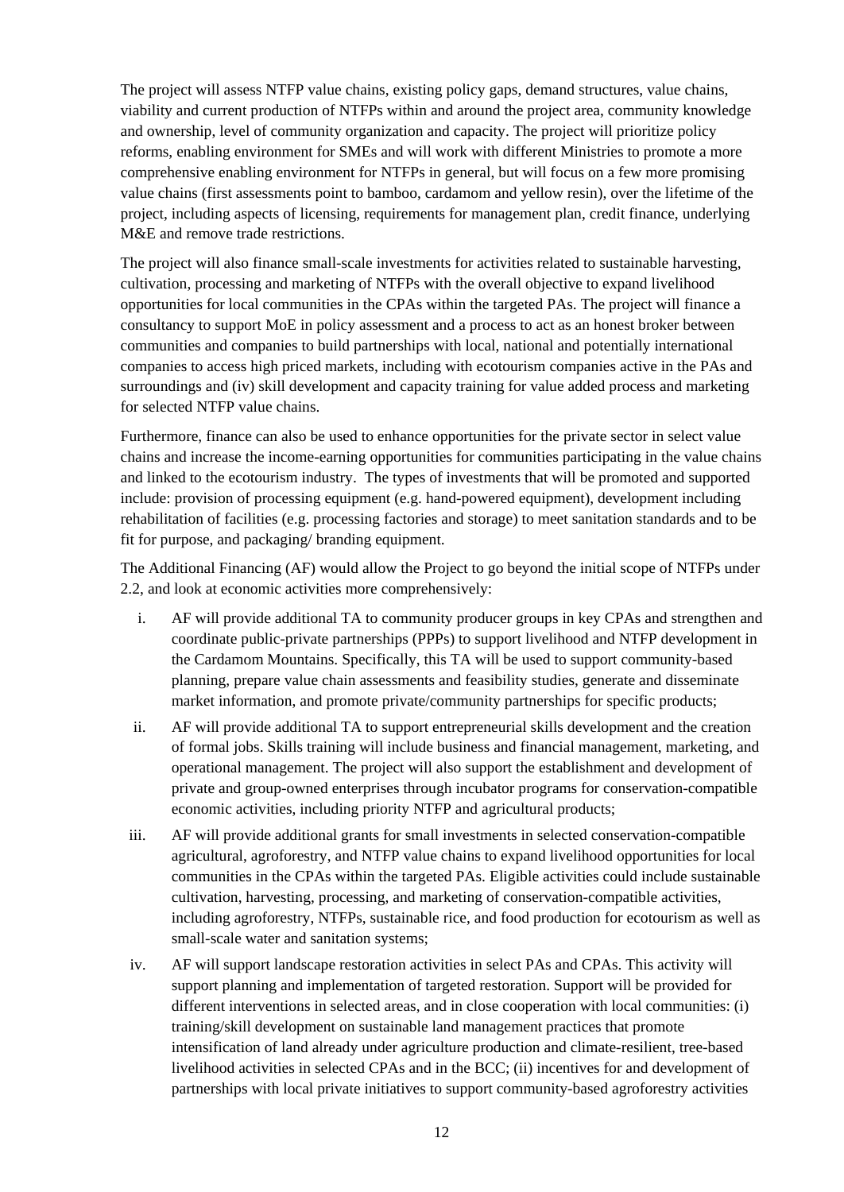The project will assess NTFP value chains, existing policy gaps, demand structures, value chains, viability and current production of NTFPs within and around the project area, community knowledge and ownership, level of community organization and capacity. The project will prioritize policy reforms, enabling environment for SMEs and will work with different Ministries to promote a more comprehensive enabling environment for NTFPs in general, but will focus on a few more promising value chains (first assessments point to bamboo, cardamom and yellow resin), over the lifetime of the project, including aspects of licensing, requirements for management plan, credit finance, underlying M&E and remove trade restrictions.

The project will also finance small-scale investments for activities related to sustainable harvesting, cultivation, processing and marketing of NTFPs with the overall objective to expand livelihood opportunities for local communities in the CPAs within the targeted PAs. The project will finance a consultancy to support MoE in policy assessment and a process to act as an honest broker between communities and companies to build partnerships with local, national and potentially international companies to access high priced markets, including with ecotourism companies active in the PAs and surroundings and (iv) skill development and capacity training for value added process and marketing for selected NTFP value chains.

Furthermore, finance can also be used to enhance opportunities for the private sector in select value chains and increase the income-earning opportunities for communities participating in the value chains and linked to the ecotourism industry. The types of investments that will be promoted and supported include: provision of processing equipment (e.g. hand-powered equipment), development including rehabilitation of facilities (e.g. processing factories and storage) to meet sanitation standards and to be fit for purpose, and packaging/ branding equipment.

The Additional Financing (AF) would allow the Project to go beyond the initial scope of NTFPs under 2.2, and look at economic activities more comprehensively:

i. AF will provide additional TA to community producer groups in key CPAs and strengthen and coordinate public-private partnerships (PPPs) to support livelihood and NTFP development in the Cardamom Mountains. Specifically, this TA will be used to support community-based planning, prepare value chain assessments and feasibility studies, generate and disseminate market information, and promote private/community partnerships for specific products;

ii. AF will provide additional TA to support entrepreneurial skills development and the creation of formal jobs. Skills training will include business and financial management, marketing, and operational management. The project will also support the establishment and development of private and group-owned enterprises through incubator programs for conservation-compatible economic activities, including priority NTFP and agricultural products;

iii. AF will provide additional grants for small investments in selected conservation-compatible agricultural, agroforestry, and NTFP value chains to expand livelihood opportunities for local communities in the CPAs within the targeted PAs. Eligible activities could include sustainable cultivation, harvesting, processing, and marketing of conservation-compatible activities, including agroforestry, NTFPs, sustainable rice, and food production for ecotourism as well as small-scale water and sanitation systems;

iv. AF will support landscape restoration activities in select PAs and CPAs. This activity will support planning and implementation of targeted restoration. Support will be provided for different interventions in selected areas, and in close cooperation with local communities: (i) training/skill development on sustainable land management practices that promote intensification of land already under agriculture production and climate-resilient, tree-based livelihood activities in selected CPAs and in the BCC; (ii) incentives for and development of partnerships with local private initiatives to support community-based agroforestry activities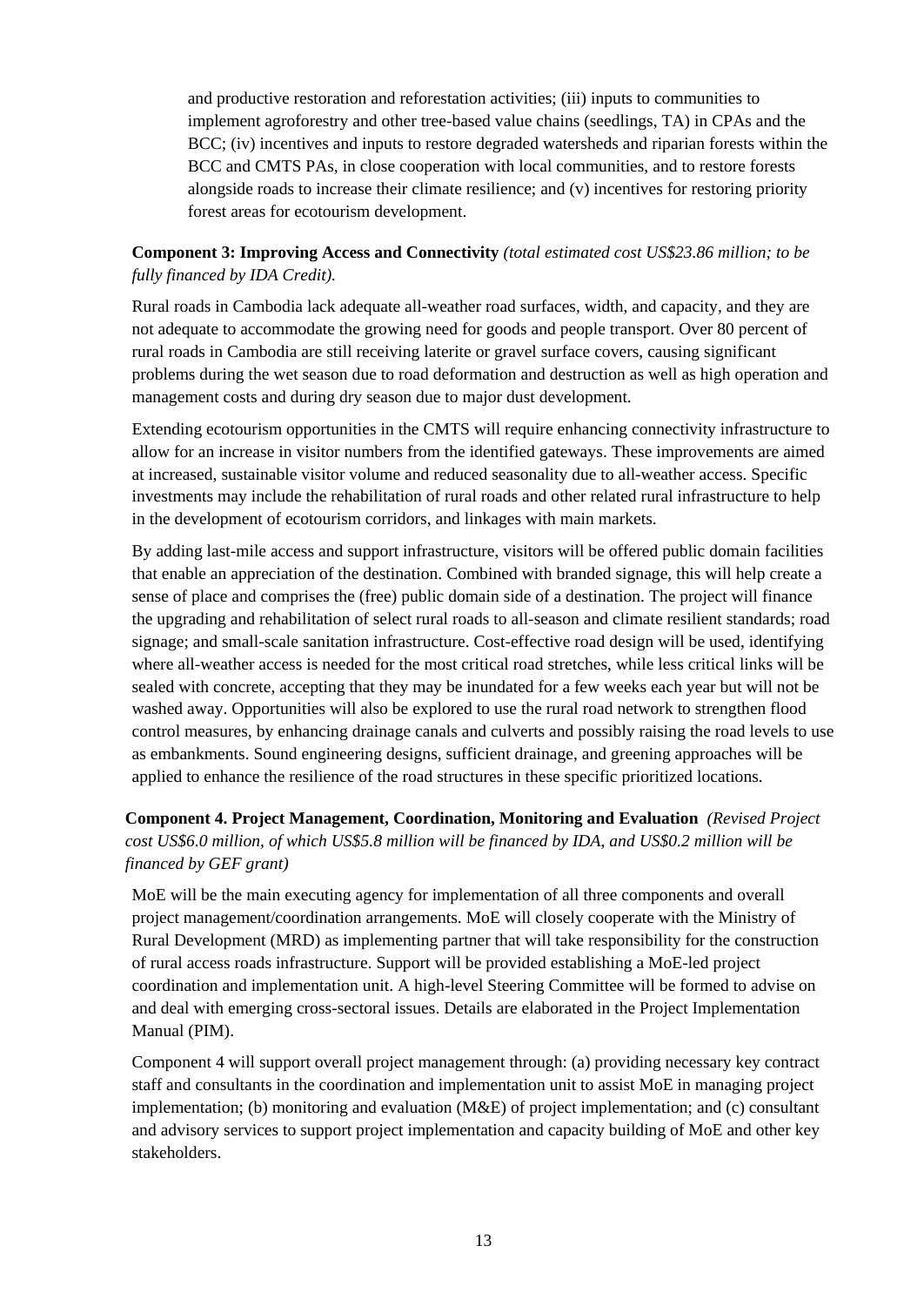and productive restoration and reforestation activities; (iii) inputs to communities to implement agroforestry and other tree-based value chains (seedlings, TA) in CPAs and the BCC; (iv) incentives and inputs to restore degraded watersheds and riparian forests within the BCC and CMTS PAs, in close cooperation with local communities, and to restore forests alongside roads to increase their climate resilience; and (v) incentives for restoring priority forest areas for ecotourism development.

**Component 3: Improving Access and Connectivity** *(total estimated cost US$23.86 million; to be fully financed by IDA Credit).*

Rural roads in Cambodia lack adequate all-weather road surfaces, width, and capacity, and they are not adequate to accommodate the growing need for goods and people transport. Over 80 percent of rural roads in Cambodia are still receiving laterite or gravel surface covers, causing significant problems during the wet season due to road deformation and destruction as well as high operation and management costs and during dry season due to major dust development.

Extending ecotourism opportunities in the CMTS will require enhancing connectivity infrastructure to allow for an increase in visitor numbers from the identified gateways. These improvements are aimed at increased, sustainable visitor volume and reduced seasonality due to all-weather access. Specific investments may include the rehabilitation of rural roads and other related rural infrastructure to help in the development of ecotourism corridors, and linkages with main markets.

By adding last-mile access and support infrastructure, visitors will be offered public domain facilities that enable an appreciation of the destination. Combined with branded signage, this will help create a sense of place and comprises the (free) public domain side of a destination. The project will finance the upgrading and rehabilitation of select rural roads to all-season and climate resilient standards; road signage; and small-scale sanitation infrastructure. Cost-effective road design will be used, identifying where all-weather access is needed for the most critical road stretches, while less critical links will be sealed with concrete, accepting that they may be inundated for a few weeks each year but will not be washed away. Opportunities will also be explored to use the rural road network to strengthen flood control measures, by enhancing drainage canals and culverts and possibly raising the road levels to use as embankments. Sound engineering designs, sufficient drainage, and greening approaches will be applied to enhance the resilience of the road structures in these specific prioritized locations.

**Component 4. Project Management, Coordination, Monitoring and Evaluation** *(Revised Project cost US$6.0 million, of which US$5.8 million will be financed by IDA, and US$0.2 million will be financed by GEF grant)*

MoE will be the main executing agency for implementation of all three components and overall project management/coordination arrangements. MoE will closely cooperate with the Ministry of Rural Development (MRD) as implementing partner that will take responsibility for the construction of rural access roads infrastructure. Support will be provided establishing a MoE-led project coordination and implementation unit. A high-level Steering Committee will be formed to advise on and deal with emerging cross-sectoral issues. Details are elaborated in the Project Implementation Manual (PIM).

Component 4 will support overall project management through: (a) providing necessary key contract staff and consultants in the coordination and implementation unit to assist MoE in managing project implementation; (b) monitoring and evaluation (M&E) of project implementation; and (c) consultant and advisory services to support project implementation and capacity building of MoE and other key stakeholders.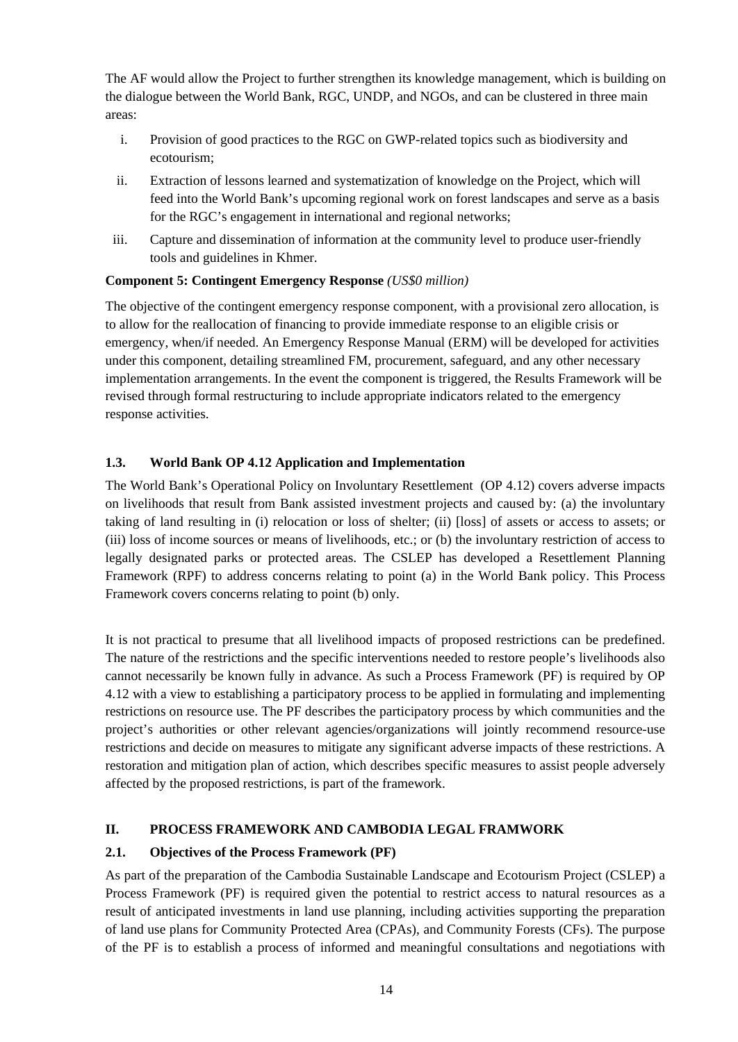The AF would allow the Project to further strengthen its knowledge management, which is building on the dialogue between the World Bank, RGC, UNDP, and NGOs, and can be clustered in three main areas:

i. Provision of good practices to the RGC on GWP-related topics such as biodiversity and ecotourism;
ii. Extraction of lessons learned and systematization of knowledge on the Project, which will feed into the World Bank's upcoming regional work on forest landscapes and serve as a basis for the RGC's engagement in international and regional networks;
iii. Capture and dissemination of information at the community level to produce user-friendly tools and guidelines in Khmer.

**Component 5: Contingent Emergency Response** *(US$0 million)*

The objective of the contingent emergency response component, with a provisional zero allocation, is to allow for the reallocation of financing to provide immediate response to an eligible crisis or emergency, when/if needed. An Emergency Response Manual (ERM) will be developed for activities under this component, detailing streamlined FM, procurement, safeguard, and any other necessary implementation arrangements. In the event the component is triggered, the Results Framework will be revised through formal restructuring to include appropriate indicators related to the emergency response activities.

### 1.3. World Bank OP 4.12 Application and Implementation

The World Bank's Operational Policy on Involuntary Resettlement (OP 4.12) covers adverse impacts on livelihoods that result from Bank assisted investment projects and caused by: (a) the involuntary taking of land resulting in (i) relocation or loss of shelter; (ii) [loss] of assets or access to assets; or (iii) loss of income sources or means of livelihoods, etc.; or (b) the involuntary restriction of access to legally designated parks or protected areas. The CSLEP has developed a Resettlement Planning Framework (RPF) to address concerns relating to point (a) in the World Bank policy. This Process Framework covers concerns relating to point (b) only.

It is not practical to presume that all livelihood impacts of proposed restrictions can be predefined. The nature of the restrictions and the specific interventions needed to restore people's livelihoods also cannot necessarily be known fully in advance. As such a Process Framework (PF) is required by OP 4.12 with a view to establishing a participatory process to be applied in formulating and implementing restrictions on resource use. The PF describes the participatory process by which communities and the project's authorities or other relevant agencies/organizations will jointly recommend resource-use restrictions and decide on measures to mitigate any significant adverse impacts of these restrictions. A restoration and mitigation plan of action, which describes specific measures to assist people adversely affected by the proposed restrictions, is part of the framework.

## II. PROCESS FRAMEWORK AND CAMBODIA LEGAL FRAMWORK

### 2.1. Objectives of the Process Framework (PF)

As part of the preparation of the Cambodia Sustainable Landscape and Ecotourism Project (CSLEP) a Process Framework (PF) is required given the potential to restrict access to natural resources as a result of anticipated investments in land use planning, including activities supporting the preparation of land use plans for Community Protected Area (CPAs), and Community Forests (CFs). The purpose of the PF is to establish a process of informed and meaningful consultations and negotiations with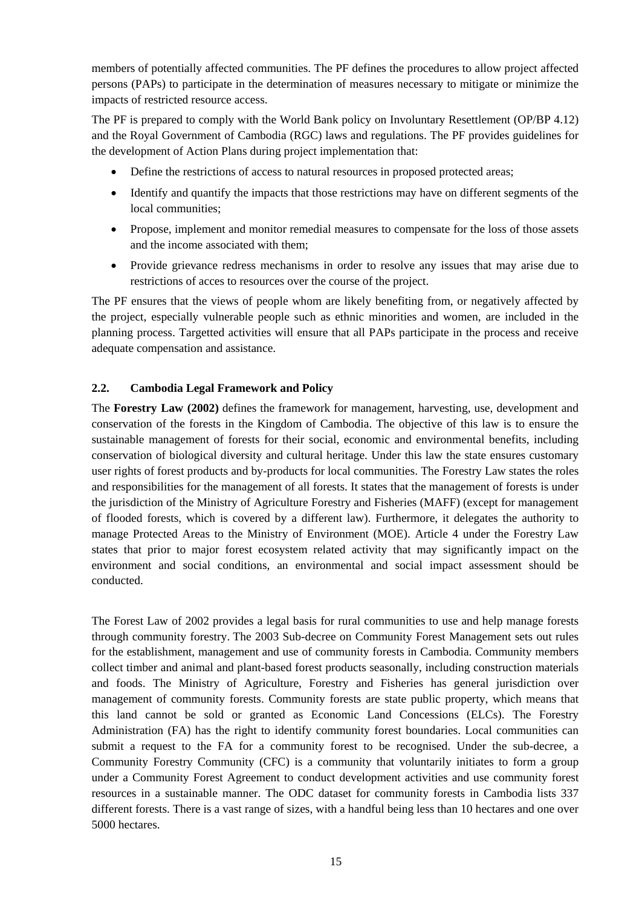members of potentially affected communities. The PF defines the procedures to allow project affected persons (PAPs) to participate in the determination of measures necessary to mitigate or minimize the impacts of restricted resource access.

The PF is prepared to comply with the World Bank policy on Involuntary Resettlement (OP/BP 4.12) and the Royal Government of Cambodia (RGC) laws and regulations. The PF provides guidelines for the development of Action Plans during project implementation that:

- Define the restrictions of access to natural resources in proposed protected areas;
- Identify and quantify the impacts that those restrictions may have on different segments of the local communities;
- Propose, implement and monitor remedial measures to compensate for the loss of those assets and the income associated with them;
- Provide grievance redress mechanisms in order to resolve any issues that may arise due to restrictions of acces to resources over the course of the project.

The PF ensures that the views of people whom are likely benefiting from, or negatively affected by the project, especially vulnerable people such as ethnic minorities and women, are included in the planning process. Targetted activities will ensure that all PAPs participate in the process and receive adequate compensation and assistance.

## 2.2. Cambodia Legal Framework and Policy

The **Forestry Law (2002)** defines the framework for management, harvesting, use, development and conservation of the forests in the Kingdom of Cambodia. The objective of this law is to ensure the sustainable management of forests for their social, economic and environmental benefits, including conservation of biological diversity and cultural heritage. Under this law the state ensures customary user rights of forest products and by-products for local communities. The Forestry Law states the roles and responsibilities for the management of all forests. It states that the management of forests is under the jurisdiction of the Ministry of Agriculture Forestry and Fisheries (MAFF) (except for management of flooded forests, which is covered by a different law). Furthermore, it delegates the authority to manage Protected Areas to the Ministry of Environment (MOE). Article 4 under the Forestry Law states that prior to major forest ecosystem related activity that may significantly impact on the environment and social conditions, an environmental and social impact assessment should be conducted.

The Forest Law of 2002 provides a legal basis for rural communities to use and help manage forests through community forestry. The 2003 Sub-decree on Community Forest Management sets out rules for the establishment, management and use of community forests in Cambodia. Community members collect timber and animal and plant-based forest products seasonally, including construction materials and foods. The Ministry of Agriculture, Forestry and Fisheries has general jurisdiction over management of community forests. Community forests are state public property, which means that this land cannot be sold or granted as Economic Land Concessions (ELCs). The Forestry Administration (FA) has the right to identify community forest boundaries. Local communities can submit a request to the FA for a community forest to be recognised. Under the sub-decree, a Community Forestry Community (CFC) is a community that voluntarily initiates to form a group under a Community Forest Agreement to conduct development activities and use community forest resources in a sustainable manner. The ODC dataset for community forests in Cambodia lists 337 different forests. There is a vast range of sizes, with a handful being less than 10 hectares and one over 5000 hectares.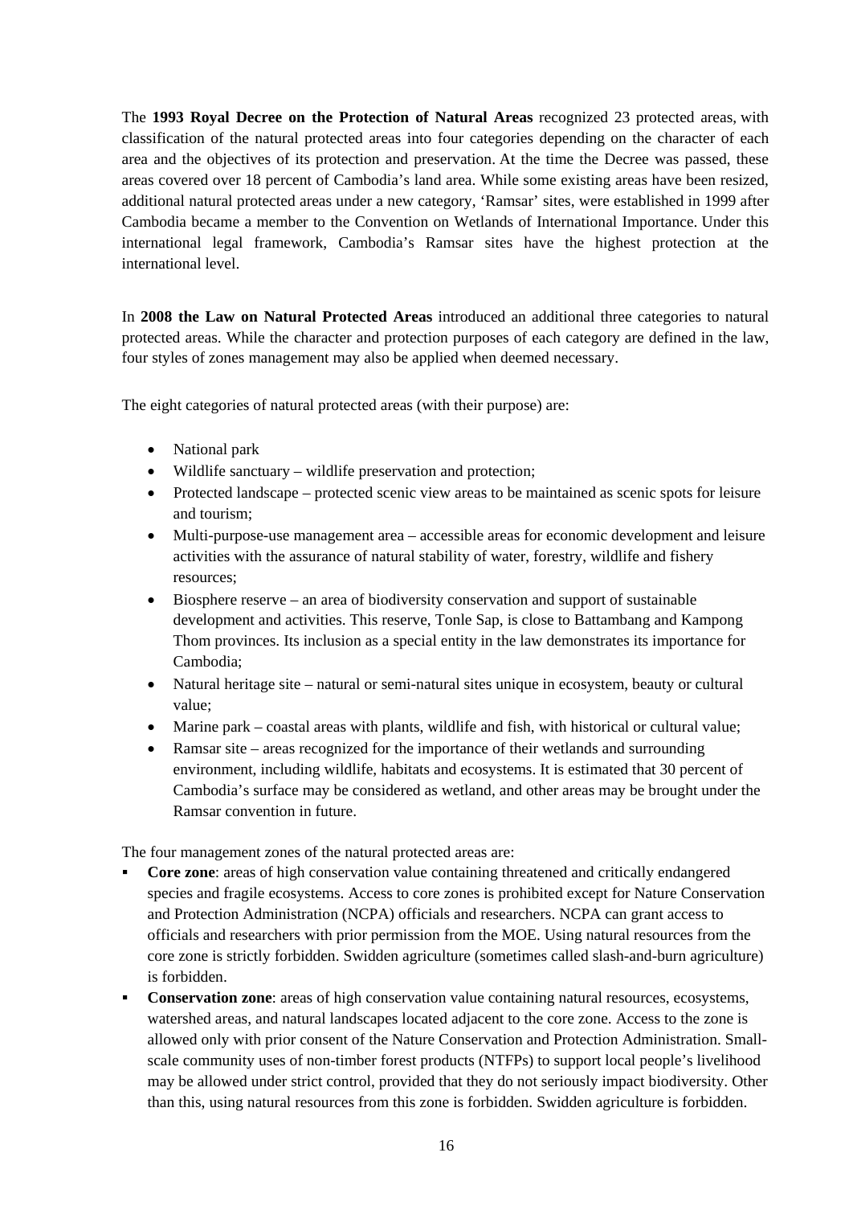The **1993 Royal Decree on the Protection of Natural Areas** recognized 23 protected areas, with classification of the natural protected areas into four categories depending on the character of each area and the objectives of its protection and preservation. At the time the Decree was passed, these areas covered over 18 percent of Cambodia's land area. While some existing areas have been resized, additional natural protected areas under a new category, 'Ramsar' sites, were established in 1999 after Cambodia became a member to the Convention on Wetlands of International Importance. Under this international legal framework, Cambodia's Ramsar sites have the highest protection at the international level.

In **2008 the Law on Natural Protected Areas** introduced an additional three categories to natural protected areas. While the character and protection purposes of each category are defined in the law, four styles of zones management may also be applied when deemed necessary.

The eight categories of natural protected areas (with their purpose) are:

- National park
- Wildlife sanctuary – wildlife preservation and protection;
- Protected landscape – protected scenic view areas to be maintained as scenic spots for leisure and tourism;
- Multi-purpose-use management area – accessible areas for economic development and leisure activities with the assurance of natural stability of water, forestry, wildlife and fishery resources;
- Biosphere reserve – an area of biodiversity conservation and support of sustainable development and activities. This reserve, Tonle Sap, is close to Battambang and Kampong Thom provinces. Its inclusion as a special entity in the law demonstrates its importance for Cambodia;
- Natural heritage site – natural or semi-natural sites unique in ecosystem, beauty or cultural value;
- Marine park – coastal areas with plants, wildlife and fish, with historical or cultural value;
- Ramsar site – areas recognized for the importance of their wetlands and surrounding environment, including wildlife, habitats and ecosystems. It is estimated that 30 percent of Cambodia's surface may be considered as wetland, and other areas may be brought under the Ramsar convention in future.

The four management zones of the natural protected areas are:

- **Core zone**: areas of high conservation value containing threatened and critically endangered species and fragile ecosystems. Access to core zones is prohibited except for Nature Conservation and Protection Administration (NCPA) officials and researchers. NCPA can grant access to officials and researchers with prior permission from the MOE. Using natural resources from the core zone is strictly forbidden. Swidden agriculture (sometimes called slash-and-burn agriculture) is forbidden.
- **Conservation zone**: areas of high conservation value containing natural resources, ecosystems, watershed areas, and natural landscapes located adjacent to the core zone. Access to the zone is allowed only with prior consent of the Nature Conservation and Protection Administration. Small-scale community uses of non-timber forest products (NTFPs) to support local people's livelihood may be allowed under strict control, provided that they do not seriously impact biodiversity. Other than this, using natural resources from this zone is forbidden. Swidden agriculture is forbidden.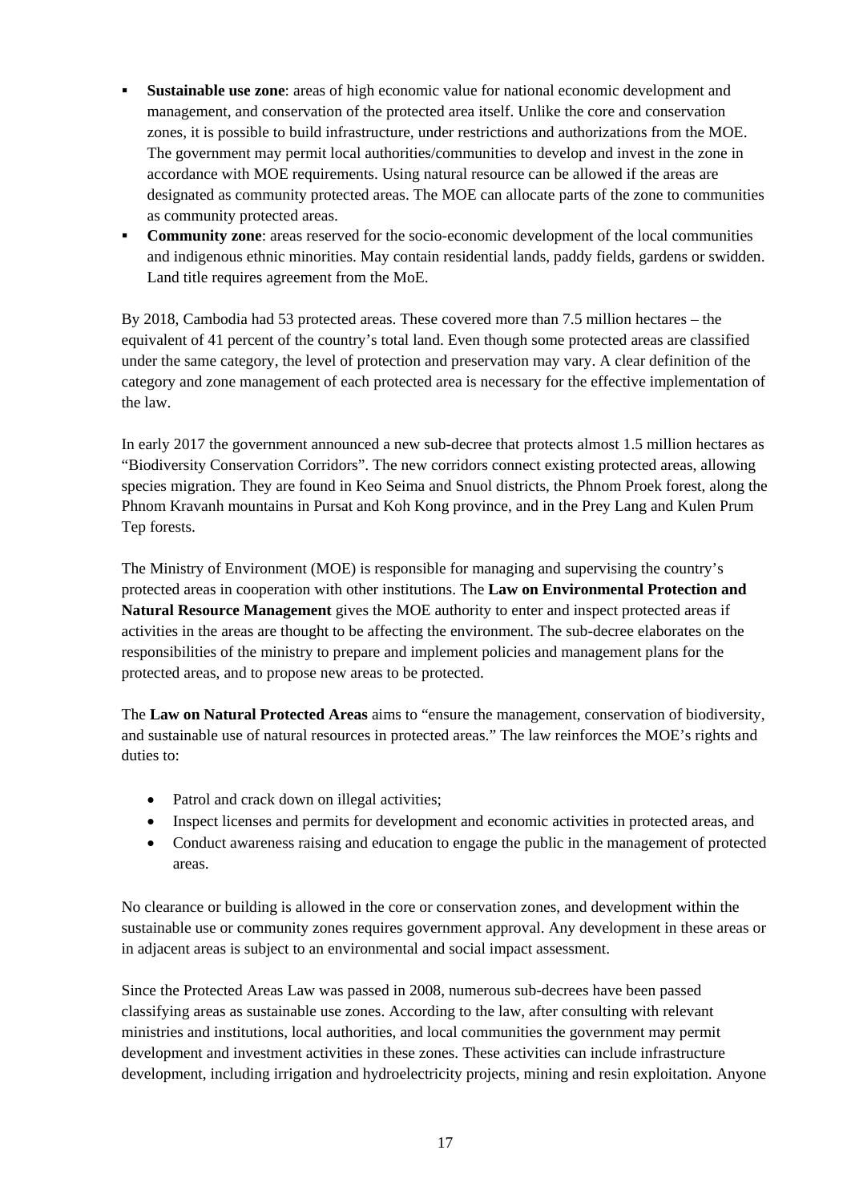- **Sustainable use zone**: areas of high economic value for national economic development and management, and conservation of the protected area itself. Unlike the core and conservation zones, it is possible to build infrastructure, under restrictions and authorizations from the MOE. The government may permit local authorities/communities to develop and invest in the zone in accordance with MOE requirements. Using natural resource can be allowed if the areas are designated as community protected areas. The MOE can allocate parts of the zone to communities as community protected areas.
- **Community zone**: areas reserved for the socio-economic development of the local communities and indigenous ethnic minorities. May contain residential lands, paddy fields, gardens or swidden. Land title requires agreement from the MoE.

By 2018, Cambodia had 53 protected areas. These covered more than 7.5 million hectares – the equivalent of 41 percent of the country's total land. Even though some protected areas are classified under the same category, the level of protection and preservation may vary. A clear definition of the category and zone management of each protected area is necessary for the effective implementation of the law.

In early 2017 the government announced a new sub-decree that protects almost 1.5 million hectares as "Biodiversity Conservation Corridors". The new corridors connect existing protected areas, allowing species migration. They are found in Keo Seima and Snuol districts, the Phnom Proek forest, along the Phnom Kravanh mountains in Pursat and Koh Kong province, and in the Prey Lang and Kulen Prum Tep forests.

The Ministry of Environment (MOE) is responsible for managing and supervising the country's protected areas in cooperation with other institutions. The **Law on Environmental Protection and Natural Resource Management** gives the MOE authority to enter and inspect protected areas if activities in the areas are thought to be affecting the environment. The sub-decree elaborates on the responsibilities of the ministry to prepare and implement policies and management plans for the protected areas, and to propose new areas to be protected.

The **Law on Natural Protected Areas** aims to "ensure the management, conservation of biodiversity, and sustainable use of natural resources in protected areas." The law reinforces the MOE's rights and duties to:

- Patrol and crack down on illegal activities;
- Inspect licenses and permits for development and economic activities in protected areas, and
- Conduct awareness raising and education to engage the public in the management of protected areas.

No clearance or building is allowed in the core or conservation zones, and development within the sustainable use or community zones requires government approval. Any development in these areas or in adjacent areas is subject to an environmental and social impact assessment.

Since the Protected Areas Law was passed in 2008, numerous sub-decrees have been passed classifying areas as sustainable use zones. According to the law, after consulting with relevant ministries and institutions, local authorities, and local communities the government may permit development and investment activities in these zones. These activities can include infrastructure development, including irrigation and hydroelectricity projects, mining and resin exploitation. Anyone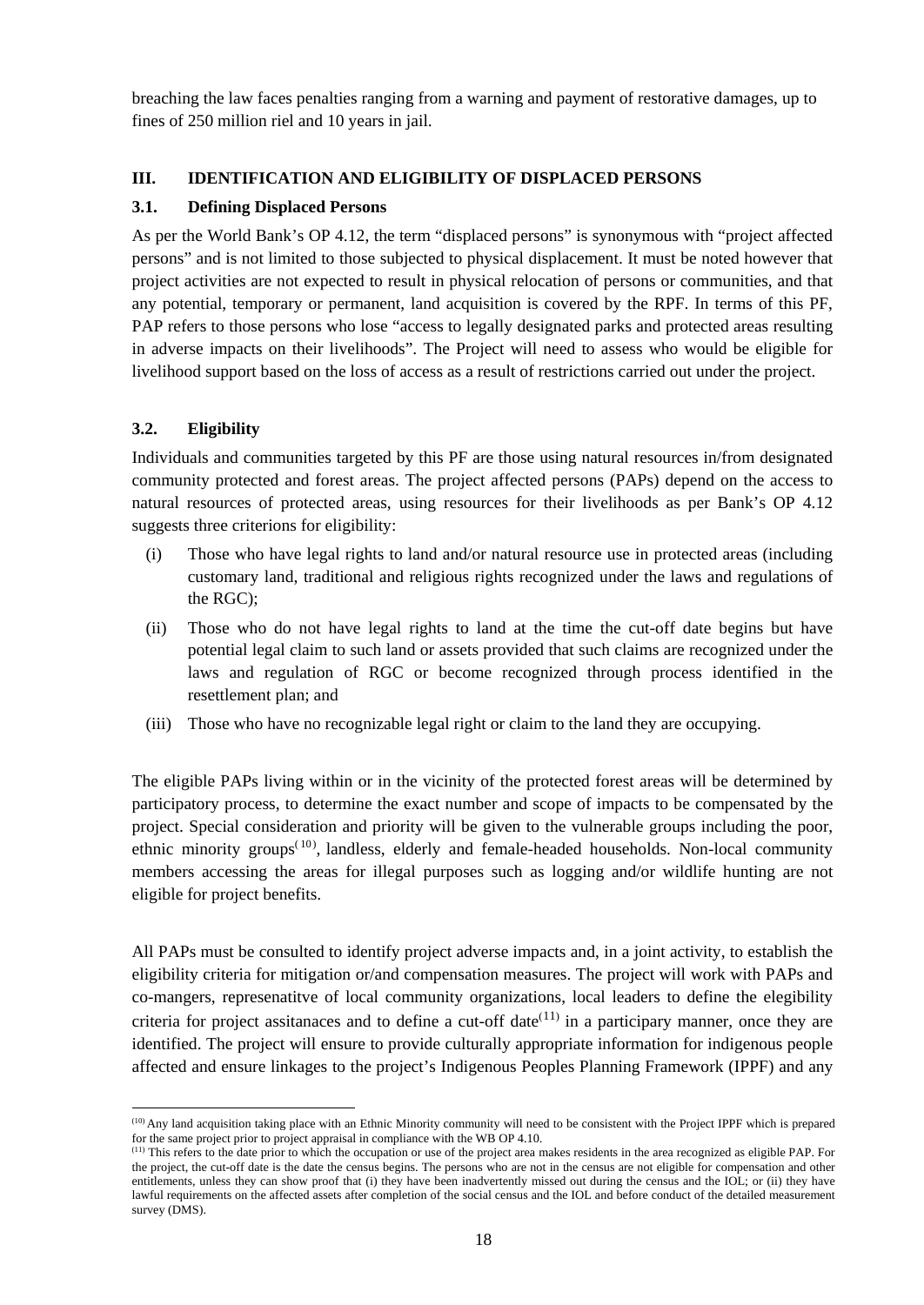breaching the law faces penalties ranging from a warning and payment of restorative damages, up to fines of 250 million riel and 10 years in jail.

## III. IDENTIFICATION AND ELIGIBILITY OF DISPLACED PERSONS

### 3.1. Defining Displaced Persons

As per the World Bank's OP 4.12, the term "displaced persons" is synonymous with "project affected persons" and is not limited to those subjected to physical displacement. It must be noted however that project activities are not expected to result in physical relocation of persons or communities, and that any potential, temporary or permanent, land acquisition is covered by the RPF. In terms of this PF, PAP refers to those persons who lose "access to legally designated parks and protected areas resulting in adverse impacts on their livelihoods". The Project will need to assess who would be eligible for livelihood support based on the loss of access as a result of restrictions carried out under the project.

### 3.2. Eligibility

Individuals and communities targeted by this PF are those using natural resources in/from designated community protected and forest areas. The project affected persons (PAPs) depend on the access to natural resources of protected areas, using resources for their livelihoods as per Bank's OP 4.12 suggests three criterions for eligibility:

(i) Those who have legal rights to land and/or natural resource use in protected areas (including customary land, traditional and religious rights recognized under the laws and regulations of the RGC);

(ii) Those who do not have legal rights to land at the time the cut-off date begins but have potential legal claim to such land or assets provided that such claims are recognized under the laws and regulation of RGC or become recognized through process identified in the resettlement plan; and

(iii) Those who have no recognizable legal right or claim to the land they are occupying.

The eligible PAPs living within or in the vicinity of the protected forest areas will be determined by participatory process, to determine the exact number and scope of impacts to be compensated by the project. Special consideration and priority will be given to the vulnerable groups including the poor, ethnic minority groups[10], landless, elderly and female-headed households. Non-local community members accessing the areas for illegal purposes such as logging and/or wildlife hunting are not eligible for project benefits.

All PAPs must be consulted to identify project adverse impacts and, in a joint activity, to establish the eligibility criteria for mitigation or/and compensation measures. The project will work with PAPs and co-mangers, represenatitve of local community organizations, local leaders to define the elegibility criteria for project assitanaces and to define a cut-off date[11] in a participary manner, once they are identified. The project will ensure to provide culturally appropriate information for indigenous people affected and ensure linkages to the project's Indigenous Peoples Planning Framework (IPPF) and any

---

[10] Any land acquisition taking place with an Ethnic Minority community will need to be consistent with the Project IPPF which is prepared for the same project prior to project appraisal in compliance with the WB OP 4.10.

[11] This refers to the date prior to which the occupation or use of the project area makes residents in the area recognized as eligible PAP. For the project, the cut-off date is the date the census begins. The persons who are not in the census are not eligible for compensation and other entitlements, unless they can show proof that (i) they have been inadvertently missed out during the census and the IOL; or (ii) they have lawful requirements on the affected assets after completion of the social census and the IOL and before conduct of the detailed measurement survey (DMS).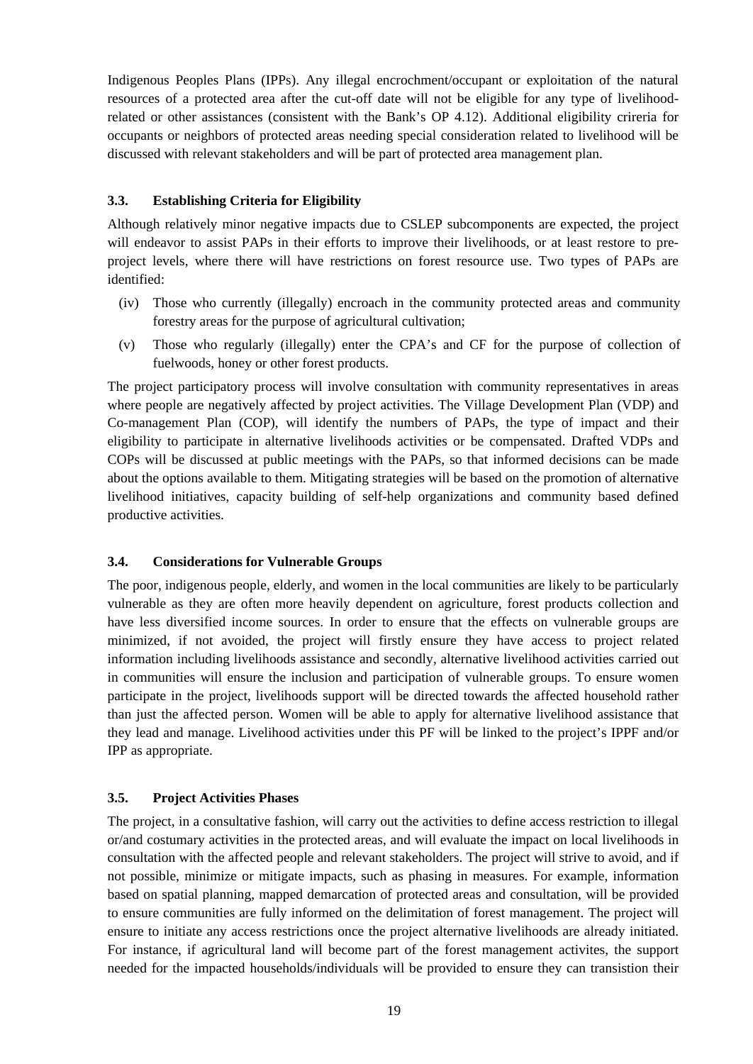Indigenous Peoples Plans (IPPs). Any illegal encrochment/occupant or exploitation of the natural resources of a protected area after the cut-off date will not be eligible for any type of livelihood-related or other assistances (consistent with the Bank's OP 4.12). Additional eligibility crireria for occupants or neighbors of protected areas needing special consideration related to livelihood will be discussed with relevant stakeholders and will be part of protected area management plan.

### 3.3. Establishing Criteria for Eligibility

Although relatively minor negative impacts due to CSLEP subcomponents are expected, the project will endeavor to assist PAPs in their efforts to improve their livelihoods, or at least restore to pre-project levels, where there will have restrictions on forest resource use. Two types of PAPs are identified:

(iv) Those who currently (illegally) encroach in the community protected areas and community forestry areas for the purpose of agricultural cultivation;

(v) Those who regularly (illegally) enter the CPA's and CF for the purpose of collection of fuelwoods, honey or other forest products.

The project participatory process will involve consultation with community representatives in areas where people are negatively affected by project activities. The Village Development Plan (VDP) and Co-management Plan (COP), will identify the numbers of PAPs, the type of impact and their eligibility to participate in alternative livelihoods activities or be compensated. Drafted VDPs and COPs will be discussed at public meetings with the PAPs, so that informed decisions can be made about the options available to them. Mitigating strategies will be based on the promotion of alternative livelihood initiatives, capacity building of self-help organizations and community based defined productive activities.

### 3.4. Considerations for Vulnerable Groups

The poor, indigenous people, elderly, and women in the local communities are likely to be particularly vulnerable as they are often more heavily dependent on agriculture, forest products collection and have less diversified income sources. In order to ensure that the effects on vulnerable groups are minimized, if not avoided, the project will firstly ensure they have access to project related information including livelihoods assistance and secondly, alternative livelihood activities carried out in communities will ensure the inclusion and participation of vulnerable groups. To ensure women participate in the project, livelihoods support will be directed towards the affected household rather than just the affected person. Women will be able to apply for alternative livelihood assistance that they lead and manage. Livelihood activities under this PF will be linked to the project's IPPF and/or IPP as appropriate.

### 3.5. Project Activities Phases

The project, in a consultative fashion, will carry out the activities to define access restriction to illegal or/and costumary activities in the protected areas, and will evaluate the impact on local livelihoods in consultation with the affected people and relevant stakeholders. The project will strive to avoid, and if not possible, minimize or mitigate impacts, such as phasing in measures. For example, information based on spatial planning, mapped demarcation of protected areas and consultation, will be provided to ensure communities are fully informed on the delimitation of forest management. The project will ensure to initiate any access restrictions once the project alternative livelihoods are already initiated. For instance, if agricultural land will become part of the forest management activites, the support needed for the impacted households/individuals will be provided to ensure they can transistion their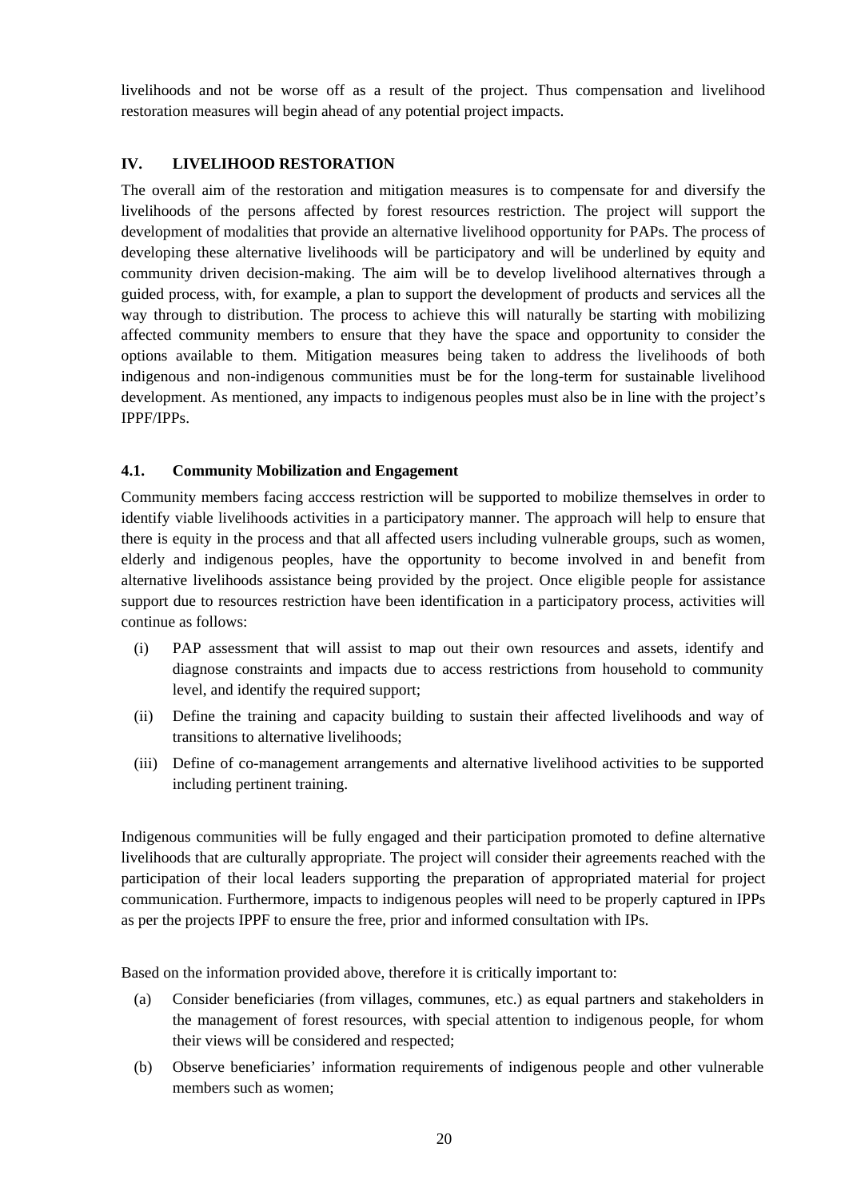livelihoods and not be worse off as a result of the project. Thus compensation and livelihood restoration measures will begin ahead of any potential project impacts.

## IV. LIVELIHOOD RESTORATION

The overall aim of the restoration and mitigation measures is to compensate for and diversify the livelihoods of the persons affected by forest resources restriction. The project will support the development of modalities that provide an alternative livelihood opportunity for PAPs. The process of developing these alternative livelihoods will be participatory and will be underlined by equity and community driven decision-making. The aim will be to develop livelihood alternatives through a guided process, with, for example, a plan to support the development of products and services all the way through to distribution. The process to achieve this will naturally be starting with mobilizing affected community members to ensure that they have the space and opportunity to consider the options available to them. Mitigation measures being taken to address the livelihoods of both indigenous and non-indigenous communities must be for the long-term for sustainable livelihood development. As mentioned, any impacts to indigenous peoples must also be in line with the project's IPPF/IPPs.

### 4.1. Community Mobilization and Engagement

Community members facing acccess restriction will be supported to mobilize themselves in order to identify viable livelihoods activities in a participatory manner. The approach will help to ensure that there is equity in the process and that all affected users including vulnerable groups, such as women, elderly and indigenous peoples, have the opportunity to become involved in and benefit from alternative livelihoods assistance being provided by the project. Once eligible people for assistance support due to resources restriction have been identification in a participatory process, activities will continue as follows:

(i) PAP assessment that will assist to map out their own resources and assets, identify and diagnose constraints and impacts due to access restrictions from household to community level, and identify the required support;

(ii) Define the training and capacity building to sustain their affected livelihoods and way of transitions to alternative livelihoods;

(iii) Define of co-management arrangements and alternative livelihood activities to be supported including pertinent training.

Indigenous communities will be fully engaged and their participation promoted to define alternative livelihoods that are culturally appropriate. The project will consider their agreements reached with the participation of their local leaders supporting the preparation of appropriated material for project communication. Furthermore, impacts to indigenous peoples will need to be properly captured in IPPs as per the projects IPPF to ensure the free, prior and informed consultation with IPs.

Based on the information provided above, therefore it is critically important to:

(a) Consider beneficiaries (from villages, communes, etc.) as equal partners and stakeholders in the management of forest resources, with special attention to indigenous people, for whom their views will be considered and respected;

(b) Observe beneficiaries' information requirements of indigenous people and other vulnerable members such as women;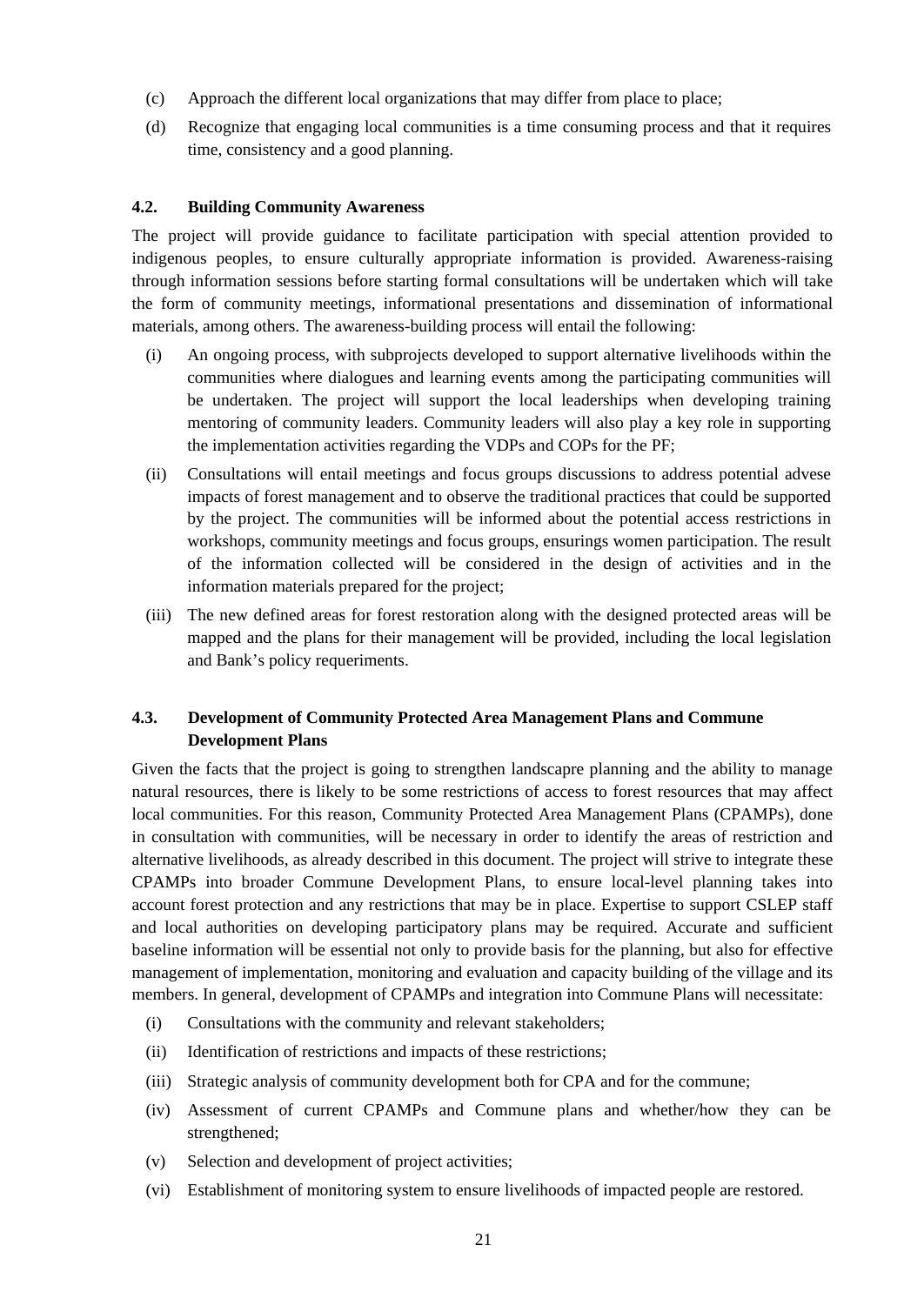(c) Approach the different local organizations that may differ from place to place;

(d) Recognize that engaging local communities is a time consuming process and that it requires time, consistency and a good planning.

### 4.2. Building Community Awareness

The project will provide guidance to facilitate participation with special attention provided to indigenous peoples, to ensure culturally appropriate information is provided. Awareness-raising through information sessions before starting formal consultations will be undertaken which will take the form of community meetings, informational presentations and dissemination of informational materials, among others. The awareness-building process will entail the following:

(i) An ongoing process, with subprojects developed to support alternative livelihoods within the communities where dialogues and learning events among the participating communities will be undertaken. The project will support the local leaderships when developing training mentoring of community leaders. Community leaders will also play a key role in supporting the implementation activities regarding the VDPs and COPs for the PF;

(ii) Consultations will entail meetings and focus groups discussions to address potential advese impacts of forest management and to observe the traditional practices that could be supported by the project. The communities will be informed about the potential access restrictions in workshops, community meetings and focus groups, ensurings women participation. The result of the information collected will be considered in the design of activities and in the information materials prepared for the project;

(iii) The new defined areas for forest restoration along with the designed protected areas will be mapped and the plans for their management will be provided, including the local legislation and Bank's policy requeriments.

### 4.3. Development of Community Protected Area Management Plans and Commune Development Plans

Given the facts that the project is going to strengthen landscapre planning and the ability to manage natural resources, there is likely to be some restrictions of access to forest resources that may affect local communities. For this reason, Community Protected Area Management Plans (CPAMPs), done in consultation with communities, will be necessary in order to identify the areas of restriction and alternative livelihoods, as already described in this document. The project will strive to integrate these CPAMPs into broader Commune Development Plans, to ensure local-level planning takes into account forest protection and any restrictions that may be in place. Expertise to support CSLEP staff and local authorities on developing participatory plans may be required. Accurate and sufficient baseline information will be essential not only to provide basis for the planning, but also for effective management of implementation, monitoring and evaluation and capacity building of the village and its members. In general, development of CPAMPs and integration into Commune Plans will necessitate:

(i) Consultations with the community and relevant stakeholders;

(ii) Identification of restrictions and impacts of these restrictions;

(iii) Strategic analysis of community development both for CPA and for the commune;

(iv) Assessment of current CPAMPs and Commune plans and whether/how they can be strengthened;

(v) Selection and development of project activities;

(vi) Establishment of monitoring system to ensure livelihoods of impacted people are restored.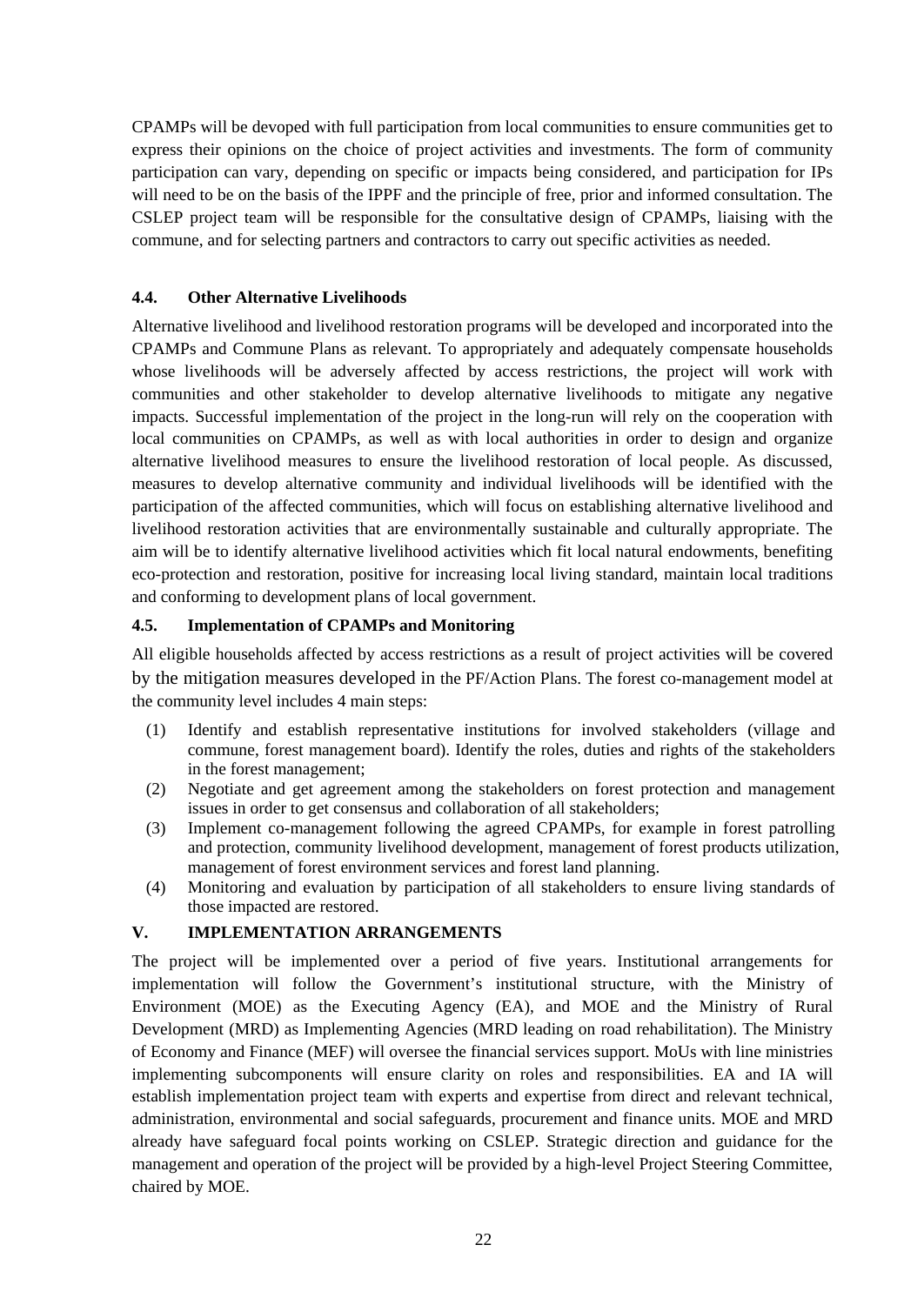CPAMPs will be devoped with full participation from local communities to ensure communities get to express their opinions on the choice of project activities and investments. The form of community participation can vary, depending on specific or impacts being considered, and participation for IPs will need to be on the basis of the IPPF and the principle of free, prior and informed consultation. The CSLEP project team will be responsible for the consultative design of CPAMPs, liaising with the commune, and for selecting partners and contractors to carry out specific activities as needed.

### 4.4. Other Alternative Livelihoods

Alternative livelihood and livelihood restoration programs will be developed and incorporated into the CPAMPs and Commune Plans as relevant. To appropriately and adequately compensate households whose livelihoods will be adversely affected by access restrictions, the project will work with communities and other stakeholder to develop alternative livelihoods to mitigate any negative impacts. Successful implementation of the project in the long-run will rely on the cooperation with local communities on CPAMPs, as well as with local authorities in order to design and organize alternative livelihood measures to ensure the livelihood restoration of local people. As discussed, measures to develop alternative community and individual livelihoods will be identified with the participation of the affected communities, which will focus on establishing alternative livelihood and livelihood restoration activities that are environmentally sustainable and culturally appropriate. The aim will be to identify alternative livelihood activities which fit local natural endowments, benefiting eco-protection and restoration, positive for increasing local living standard, maintain local traditions and conforming to development plans of local government.

### 4.5. Implementation of CPAMPs and Monitoring

All eligible households affected by access restrictions as a result of project activities will be covered by the mitigation measures developed in the PF/Action Plans. The forest co-management model at the community level includes 4 main steps:

(1) Identify and establish representative institutions for involved stakeholders (village and commune, forest management board). Identify the roles, duties and rights of the stakeholders in the forest management;

(2) Negotiate and get agreement among the stakeholders on forest protection and management issues in order to get consensus and collaboration of all stakeholders;

(3) Implement co-management following the agreed CPAMPs, for example in forest patrolling and protection, community livelihood development, management of forest products utilization, management of forest environment services and forest land planning.

(4) Monitoring and evaluation by participation of all stakeholders to ensure living standards of those impacted are restored.

## V. IMPLEMENTATION ARRANGEMENTS

The project will be implemented over a period of five years. Institutional arrangements for implementation will follow the Government's institutional structure, with the Ministry of Environment (MOE) as the Executing Agency (EA), and MOE and the Ministry of Rural Development (MRD) as Implementing Agencies (MRD leading on road rehabilitation). The Ministry of Economy and Finance (MEF) will oversee the financial services support. MoUs with line ministries implementing subcomponents will ensure clarity on roles and responsibilities. EA and IA will establish implementation project team with experts and expertise from direct and relevant technical, administration, environmental and social safeguards, procurement and finance units. MOE and MRD already have safeguard focal points working on CSLEP. Strategic direction and guidance for the management and operation of the project will be provided by a high-level Project Steering Committee, chaired by MOE.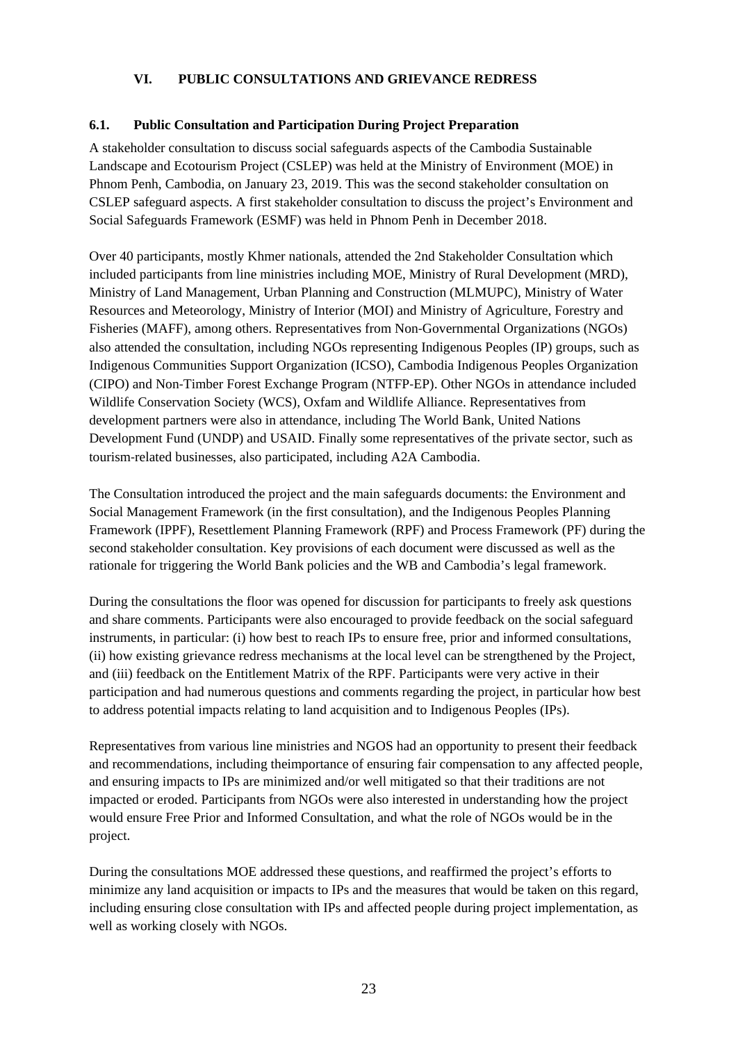# VI. PUBLIC CONSULTATIONS AND GRIEVANCE REDRESS

## 6.1. Public Consultation and Participation During Project Preparation

A stakeholder consultation to discuss social safeguards aspects of the Cambodia Sustainable Landscape and Ecotourism Project (CSLEP) was held at the Ministry of Environment (MOE) in Phnom Penh, Cambodia, on January 23, 2019. This was the second stakeholder consultation on CSLEP safeguard aspects. A first stakeholder consultation to discuss the project's Environment and Social Safeguards Framework (ESMF) was held in Phnom Penh in December 2018.

Over 40 participants, mostly Khmer nationals, attended the 2nd Stakeholder Consultation which included participants from line ministries including MOE, Ministry of Rural Development (MRD), Ministry of Land Management, Urban Planning and Construction (MLMUPC), Ministry of Water Resources and Meteorology, Ministry of Interior (MOI) and Ministry of Agriculture, Forestry and Fisheries (MAFF), among others. Representatives from Non-Governmental Organizations (NGOs) also attended the consultation, including NGOs representing Indigenous Peoples (IP) groups, such as Indigenous Communities Support Organization (ICSO), Cambodia Indigenous Peoples Organization (CIPO) and Non-Timber Forest Exchange Program (NTFP-EP). Other NGOs in attendance included Wildlife Conservation Society (WCS), Oxfam and Wildlife Alliance. Representatives from development partners were also in attendance, including The World Bank, United Nations Development Fund (UNDP) and USAID. Finally some representatives of the private sector, such as tourism-related businesses, also participated, including A2A Cambodia.

The Consultation introduced the project and the main safeguards documents: the Environment and Social Management Framework (in the first consultation), and the Indigenous Peoples Planning Framework (IPPF), Resettlement Planning Framework (RPF) and Process Framework (PF) during the second stakeholder consultation. Key provisions of each document were discussed as well as the rationale for triggering the World Bank policies and the WB and Cambodia's legal framework.

During the consultations the floor was opened for discussion for participants to freely ask questions and share comments. Participants were also encouraged to provide feedback on the social safeguard instruments, in particular: (i) how best to reach IPs to ensure free, prior and informed consultations, (ii) how existing grievance redress mechanisms at the local level can be strengthened by the Project, and (iii) feedback on the Entitlement Matrix of the RPF. Participants were very active in their participation and had numerous questions and comments regarding the project, in particular how best to address potential impacts relating to land acquisition and to Indigenous Peoples (IPs).

Representatives from various line ministries and NGOS had an opportunity to present their feedback and recommendations, including theimportance of ensuring fair compensation to any affected people, and ensuring impacts to IPs are minimized and/or well mitigated so that their traditions are not impacted or eroded. Participants from NGOs were also interested in understanding how the project would ensure Free Prior and Informed Consultation, and what the role of NGOs would be in the project.

During the consultations MOE addressed these questions, and reaffirmed the project's efforts to minimize any land acquisition or impacts to IPs and the measures that would be taken on this regard, including ensuring close consultation with IPs and affected people during project implementation, as well as working closely with NGOs.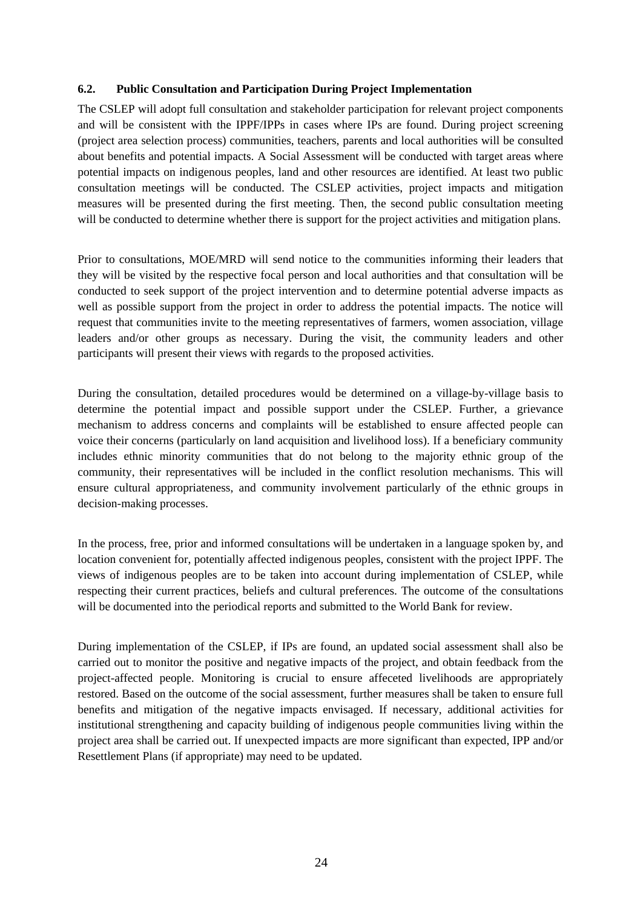### 6.2. Public Consultation and Participation During Project Implementation

The CSLEP will adopt full consultation and stakeholder participation for relevant project components and will be consistent with the IPPF/IPPs in cases where IPs are found. During project screening (project area selection process) communities, teachers, parents and local authorities will be consulted about benefits and potential impacts. A Social Assessment will be conducted with target areas where potential impacts on indigenous peoples, land and other resources are identified. At least two public consultation meetings will be conducted. The CSLEP activities, project impacts and mitigation measures will be presented during the first meeting. Then, the second public consultation meeting will be conducted to determine whether there is support for the project activities and mitigation plans.

Prior to consultations, MOE/MRD will send notice to the communities informing their leaders that they will be visited by the respective focal person and local authorities and that consultation will be conducted to seek support of the project intervention and to determine potential adverse impacts as well as possible support from the project in order to address the potential impacts. The notice will request that communities invite to the meeting representatives of farmers, women association, village leaders and/or other groups as necessary. During the visit, the community leaders and other participants will present their views with regards to the proposed activities.

During the consultation, detailed procedures would be determined on a village-by-village basis to determine the potential impact and possible support under the CSLEP. Further, a grievance mechanism to address concerns and complaints will be established to ensure affected people can voice their concerns (particularly on land acquisition and livelihood loss). If a beneficiary community includes ethnic minority communities that do not belong to the majority ethnic group of the community, their representatives will be included in the conflict resolution mechanisms. This will ensure cultural appropriateness, and community involvement particularly of the ethnic groups in decision-making processes.

In the process, free, prior and informed consultations will be undertaken in a language spoken by, and location convenient for, potentially affected indigenous peoples, consistent with the project IPPF. The views of indigenous peoples are to be taken into account during implementation of CSLEP, while respecting their current practices, beliefs and cultural preferences. The outcome of the consultations will be documented into the periodical reports and submitted to the World Bank for review.

During implementation of the CSLEP, if IPs are found, an updated social assessment shall also be carried out to monitor the positive and negative impacts of the project, and obtain feedback from the project-affected people. Monitoring is crucial to ensure affeceted livelihoods are appropriately restored. Based on the outcome of the social assessment, further measures shall be taken to ensure full benefits and mitigation of the negative impacts envisaged. If necessary, additional activities for institutional strengthening and capacity building of indigenous people communities living within the project area shall be carried out. If unexpected impacts are more significant than expected, IPP and/or Resettlement Plans (if appropriate) may need to be updated.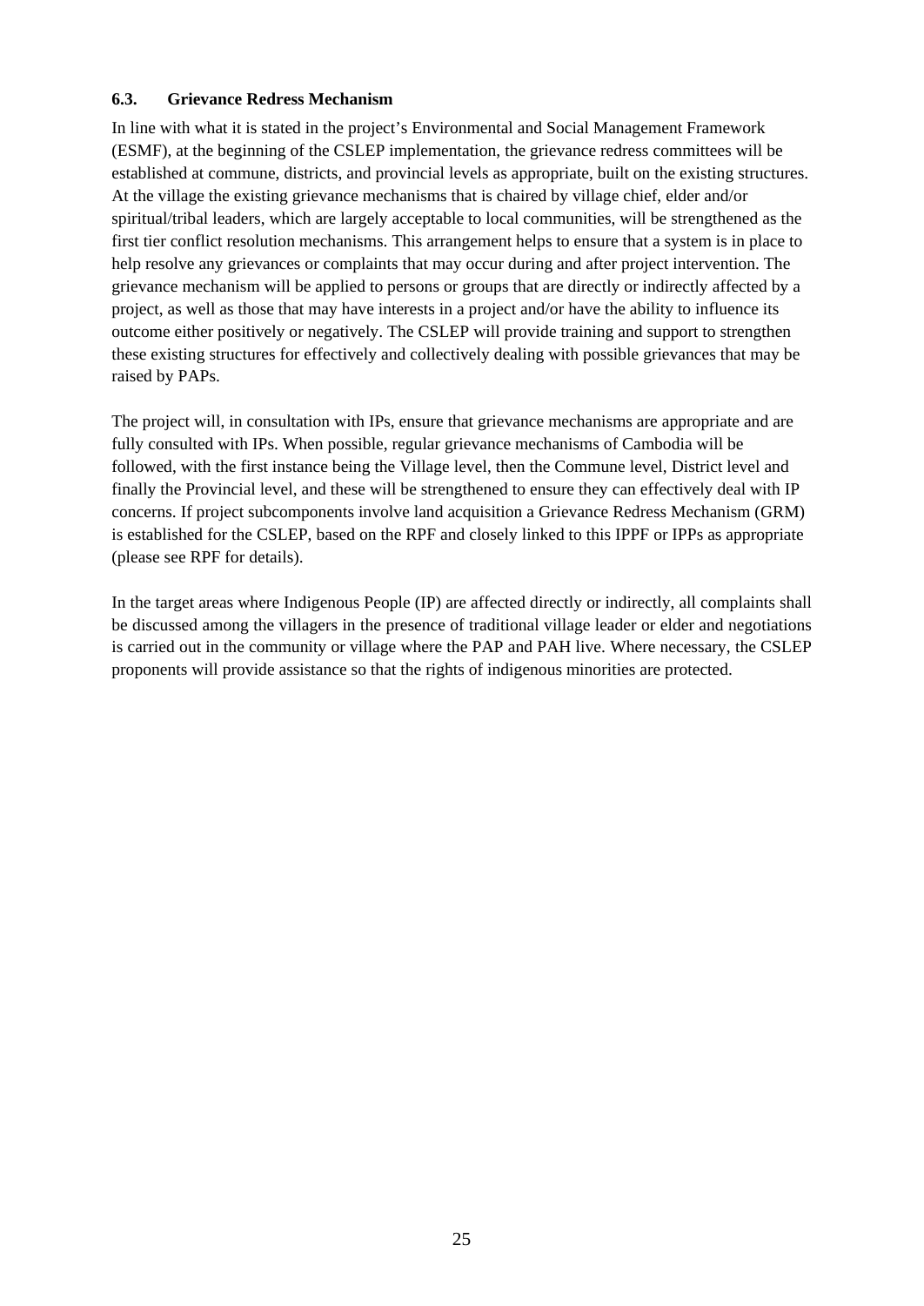### 6.3. Grievance Redress Mechanism

In line with what it is stated in the project's Environmental and Social Management Framework (ESMF), at the beginning of the CSLEP implementation, the grievance redress committees will be established at commune, districts, and provincial levels as appropriate, built on the existing structures. At the village the existing grievance mechanisms that is chaired by village chief, elder and/or spiritual/tribal leaders, which are largely acceptable to local communities, will be strengthened as the first tier conflict resolution mechanisms. This arrangement helps to ensure that a system is in place to help resolve any grievances or complaints that may occur during and after project intervention. The grievance mechanism will be applied to persons or groups that are directly or indirectly affected by a project, as well as those that may have interests in a project and/or have the ability to influence its outcome either positively or negatively. The CSLEP will provide training and support to strengthen these existing structures for effectively and collectively dealing with possible grievances that may be raised by PAPs.

The project will, in consultation with IPs, ensure that grievance mechanisms are appropriate and are fully consulted with IPs. When possible, regular grievance mechanisms of Cambodia will be followed, with the first instance being the Village level, then the Commune level, District level and finally the Provincial level, and these will be strengthened to ensure they can effectively deal with IP concerns. If project subcomponents involve land acquisition a Grievance Redress Mechanism (GRM) is established for the CSLEP, based on the RPF and closely linked to this IPPF or IPPs as appropriate (please see RPF for details).

In the target areas where Indigenous People (IP) are affected directly or indirectly, all complaints shall be discussed among the villagers in the presence of traditional village leader or elder and negotiations is carried out in the community or village where the PAP and PAH live. Where necessary, the CSLEP proponents will provide assistance so that the rights of indigenous minorities are protected.